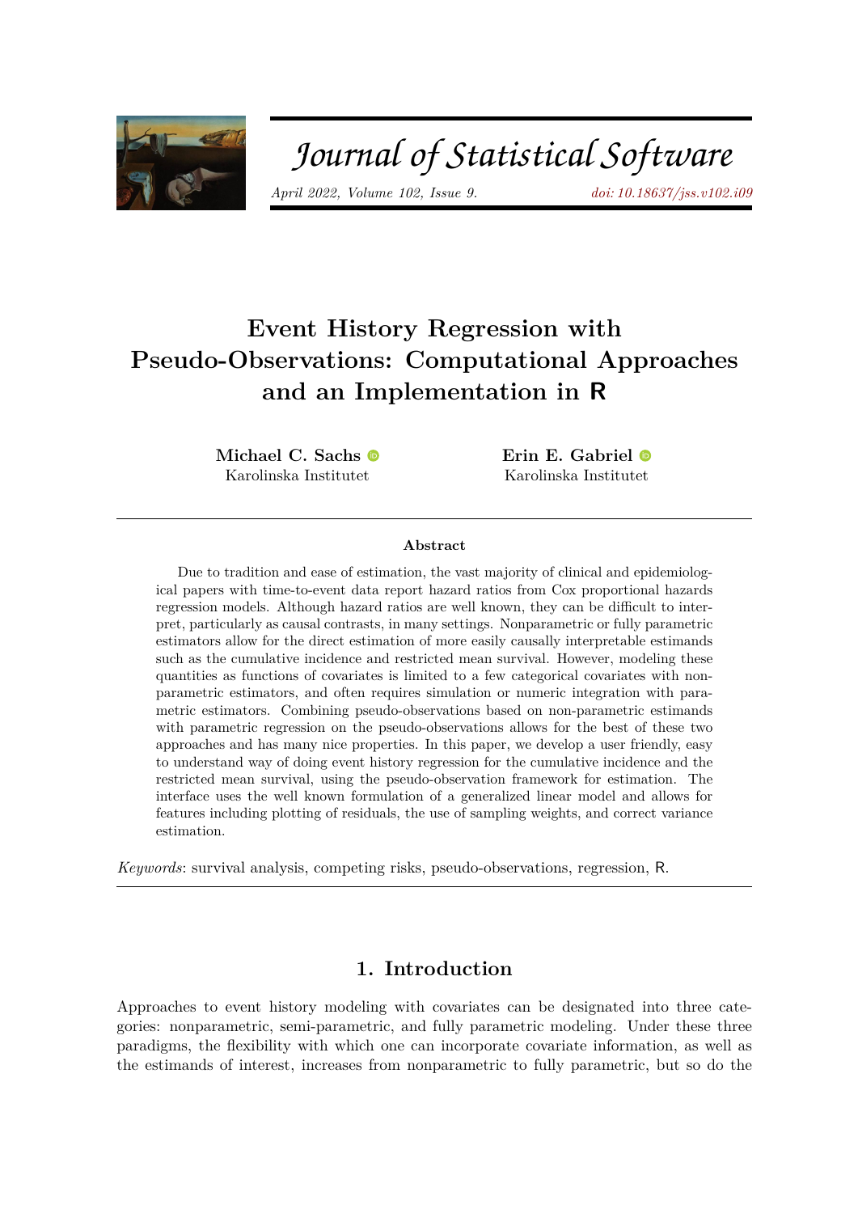# Event History Regression with Pseudo-Observations: Computational Approaches and an Implementation in R

**Michael C. Sachs**
Karolinska Institutet

**Erin E. Gabriel**
Karolinska Institutet

### Abstract

Due to tradition and ease of estimation, the vast majority of clinical and epidemiological papers with time-to-event data report hazard ratios from Cox proportional hazards regression models. Although hazard ratios are well known, they can be difficult to interpret, particularly as causal contrasts, in many settings. Nonparametric or fully parametric estimators allow for the direct estimation of more easily causally interpretable estimands such as the cumulative incidence and restricted mean survival. However, modeling these quantities as functions of covariates is limited to a few categorical covariates with nonparametric estimators, and often requires simulation or numeric integration with parametric estimators. Combining pseudo-observations based on non-parametric estimands with parametric regression on the pseudo-observations allows for the best of these two approaches and has many nice properties. In this paper, we develop a user friendly, easy to understand way of doing event history regression for the cumulative incidence and the restricted mean survival, using the pseudo-observation framework for estimation. The interface uses the well known formulation of a generalized linear model and allows for features including plotting of residuals, the use of sampling weights, and correct variance estimation.

*Keywords*: survival analysis, competing risks, pseudo-observations, regression, R.

## 1. Introduction

Approaches to event history modeling with covariates can be designated into three categories: nonparametric, semi-parametric, and fully parametric modeling. Under these three paradigms, the flexibility with which one can incorporate covariate information, as well as the estimands of interest, increases from nonparametric to fully parametric, but so do the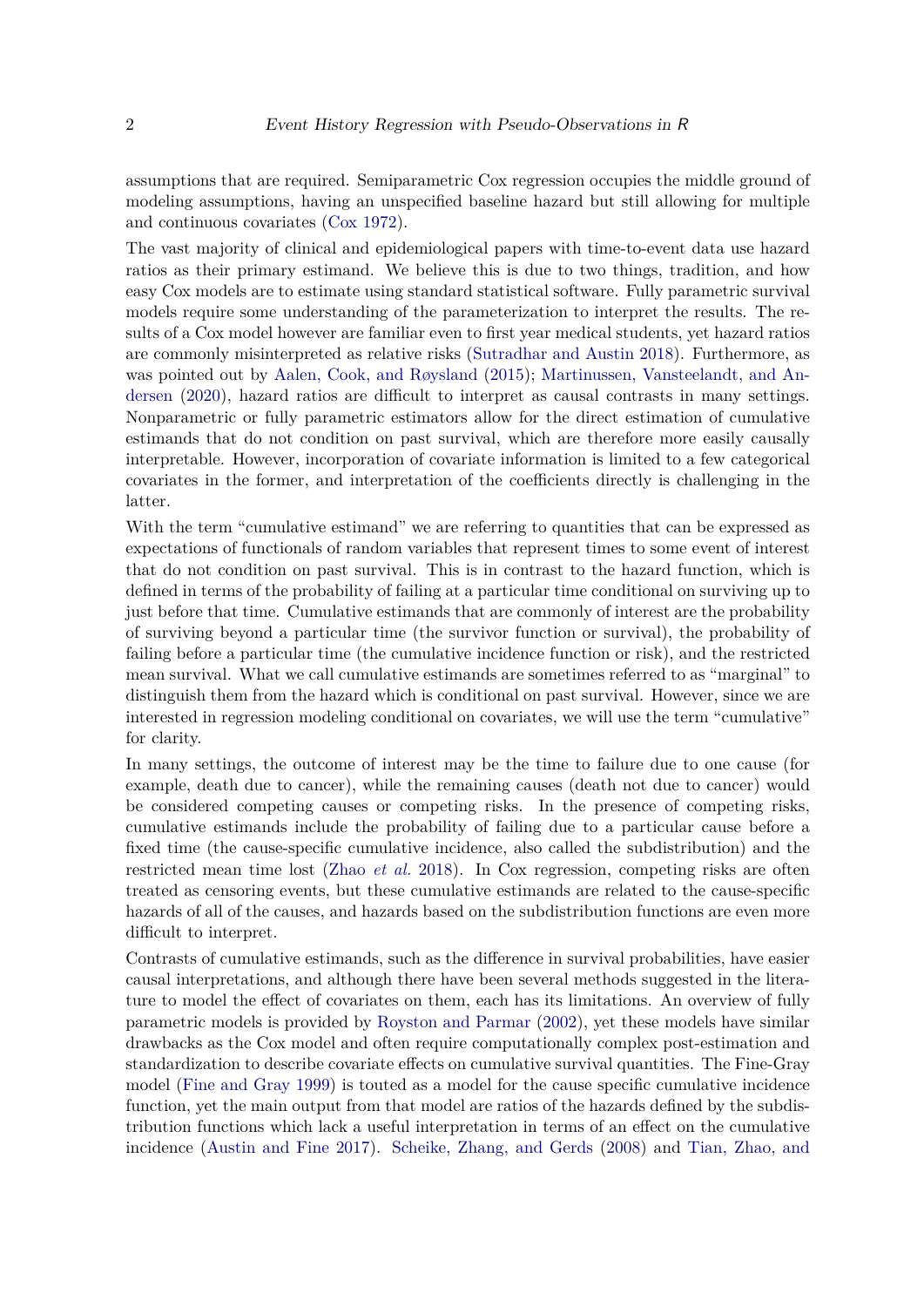assumptions that are required. Semiparametric Cox regression occupies the middle ground of modeling assumptions, having an unspecified baseline hazard but still allowing for multiple and continuous covariates (Cox 1972).

The vast majority of clinical and epidemiological papers with time-to-event data use hazard ratios as their primary estimand. We believe this is due to two things, tradition, and how easy Cox models are to estimate using standard statistical software. Fully parametric survival models require some understanding of the parameterization to interpret the results. The results of a Cox model however are familiar even to first year medical students, yet hazard ratios are commonly misinterpreted as relative risks (Sutradhar and Austin 2018). Furthermore, as was pointed out by Aalen, Cook, and Røysland (2015); Martinussen, Vansteelandt, and Andersen (2020), hazard ratios are difficult to interpret as causal contrasts in many settings. Nonparametric or fully parametric estimators allow for the direct estimation of cumulative estimands that do not condition on past survival, which are therefore more easily causally interpretable. However, incorporation of covariate information is limited to a few categorical covariates in the former, and interpretation of the coefficients directly is challenging in the latter.

With the term "cumulative estimand" we are referring to quantities that can be expressed as expectations of functionals of random variables that represent times to some event of interest that do not condition on past survival. This is in contrast to the hazard function, which is defined in terms of the probability of failing at a particular time conditional on surviving up to just before that time. Cumulative estimands that are commonly of interest are the probability of surviving beyond a particular time (the survivor function or survival), the probability of failing before a particular time (the cumulative incidence function or risk), and the restricted mean survival. What we call cumulative estimands are sometimes referred to as "marginal" to distinguish them from the hazard which is conditional on past survival. However, since we are interested in regression modeling conditional on covariates, we will use the term "cumulative" for clarity.

In many settings, the outcome of interest may be the time to failure due to one cause (for example, death due to cancer), while the remaining causes (death not due to cancer) would be considered competing causes or competing risks. In the presence of competing risks, cumulative estimands include the probability of failing due to a particular cause before a fixed time (the cause-specific cumulative incidence, also called the subdistribution) and the restricted mean time lost (Zhao *et al.* 2018). In Cox regression, competing risks are often treated as censoring events, but these cumulative estimands are related to the cause-specific hazards of all of the causes, and hazards based on the subdistribution functions are even more difficult to interpret.

Contrasts of cumulative estimands, such as the difference in survival probabilities, have easier causal interpretations, and although there have been several methods suggested in the literature to model the effect of covariates on them, each has its limitations. An overview of fully parametric models is provided by Royston and Parmar (2002), yet these models have similar drawbacks as the Cox model and often require computationally complex post-estimation and standardization to describe covariate effects on cumulative survival quantities. The Fine-Gray model (Fine and Gray 1999) is touted as a model for the cause specific cumulative incidence function, yet the main output from that model are ratios of the hazards defined by the subdistribution functions which lack a useful interpretation in terms of an effect on the cumulative incidence (Austin and Fine 2017). Scheike, Zhang, and Gerds (2008) and Tian, Zhao, and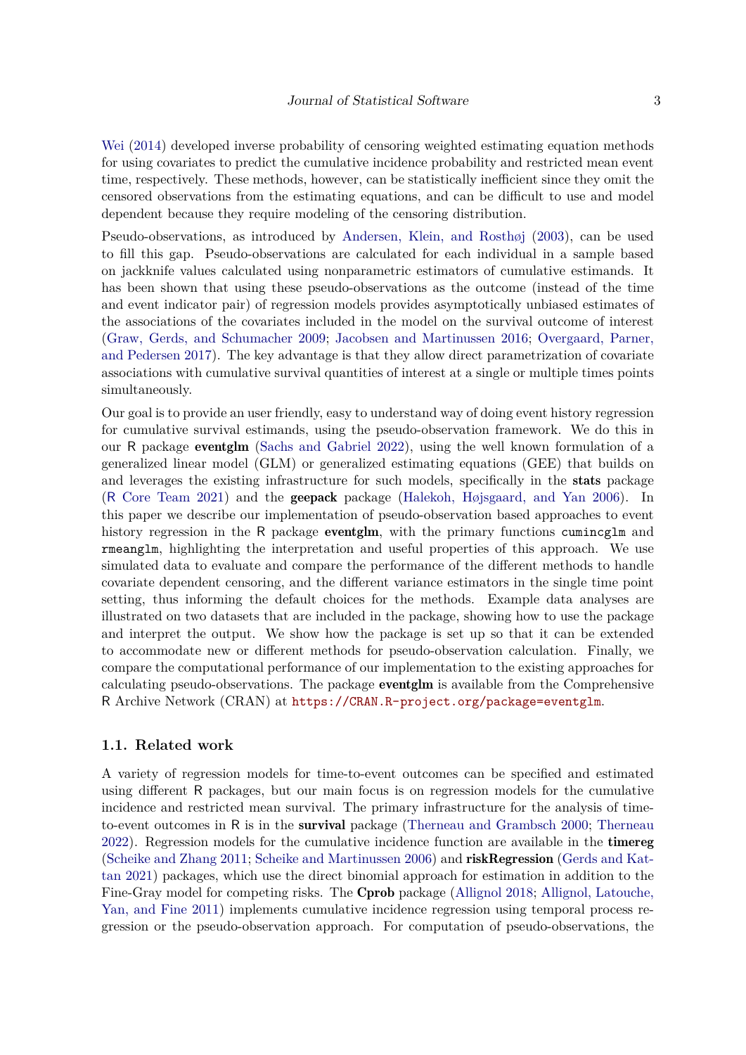Wei (2014) developed inverse probability of censoring weighted estimating equation methods for using covariates to predict the cumulative incidence probability and restricted mean event time, respectively. These methods, however, can be statistically inefficient since they omit the censored observations from the estimating equations, and can be difficult to use and model dependent because they require modeling of the censoring distribution.

Pseudo-observations, as introduced by Andersen, Klein, and Rosthøj (2003), can be used to fill this gap. Pseudo-observations are calculated for each individual in a sample based on jackknife values calculated using nonparametric estimators of cumulative estimands. It has been shown that using these pseudo-observations as the outcome (instead of the time and event indicator pair) of regression models provides asymptotically unbiased estimates of the associations of the covariates included in the model on the survival outcome of interest (Graw, Gerds, and Schumacher 2009; Jacobsen and Martinussen 2016; Overgaard, Parner, and Pedersen 2017). The key advantage is that they allow direct parametrization of covariate associations with cumulative survival quantities of interest at a single or multiple times points simultaneously.

Our goal is to provide an user friendly, easy to understand way of doing event history regression for cumulative survival estimands, using the pseudo-observation framework. We do this in our R package **eventglm** (Sachs and Gabriel 2022), using the well known formulation of a generalized linear model (GLM) or generalized estimating equations (GEE) that builds on and leverages the existing infrastructure for such models, specifically in the **stats** package (R Core Team 2021) and the **geepack** package (Halekoh, Højsgaard, and Yan 2006). In this paper we describe our implementation of pseudo-observation based approaches to event history regression in the R package **eventglm**, with the primary functions `cumincglm` and `rmeanglm`, highlighting the interpretation and useful properties of this approach. We use simulated data to evaluate and compare the performance of the different methods to handle covariate dependent censoring, and the different variance estimators in the single time point setting, thus informing the default choices for the methods. Example data analyses are illustrated on two datasets that are included in the package, showing how to use the package and interpret the output. We show how the package is set up so that it can be extended to accommodate new or different methods for pseudo-observation calculation. Finally, we compare the computational performance of our implementation to the existing approaches for calculating pseudo-observations. The package **eventglm** is available from the Comprehensive R Archive Network (CRAN) at https://CRAN.R-project.org/package=eventglm.

### 1.1. Related work

A variety of regression models for time-to-event outcomes can be specified and estimated using different R packages, but our main focus is on regression models for the cumulative incidence and restricted mean survival. The primary infrastructure for the analysis of time-to-event outcomes in R is in the **survival** package (Therneau and Grambsch 2000; Therneau 2022). Regression models for the cumulative incidence function are available in the **timereg** (Scheike and Zhang 2011; Scheike and Martinussen 2006) and **riskRegression** (Gerds and Kattan 2021) packages, which use the direct binomial approach for estimation in addition to the Fine-Gray model for competing risks. The **Cprob** package (Allignol 2018; Allignol, Latouche, Yan, and Fine 2011) implements cumulative incidence regression using temporal process regression or the pseudo-observation approach. For computation of pseudo-observations, the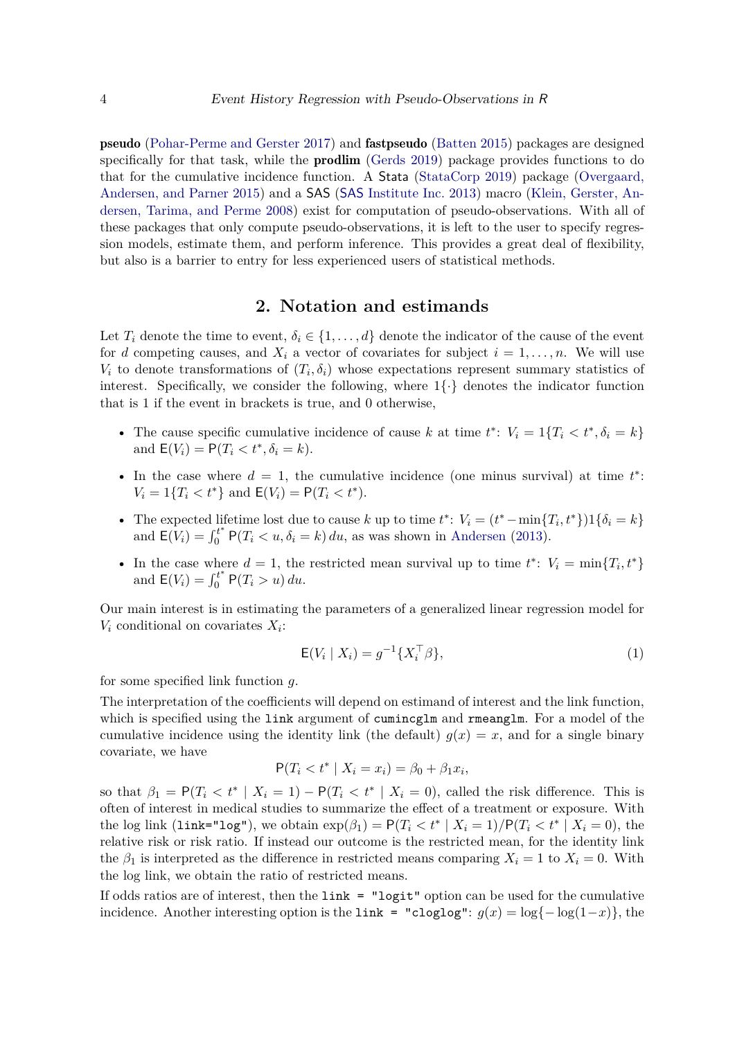**pseudo** (Pohar-Perme and Gerster 2017) and **fastpseudo** (Batten 2015) packages are designed specifically for that task, while the **prodlim** (Gerds 2019) package provides functions to do that for the cumulative incidence function. A Stata (StataCorp 2019) package (Overgaard, Andersen, and Parner 2015) and a SAS (SAS Institute Inc. 2013) macro (Klein, Gerster, Andersen, Tarima, and Perme 2008) exist for computation of pseudo-observations. With all of these packages that only compute pseudo-observations, it is left to the user to specify regression models, estimate them, and perform inference. This provides a great deal of flexibility, but also is a barrier to entry for less experienced users of statistical methods.

## 2. Notation and estimands

Let $T_i$ denote the time to event, $\delta_i \in \{1, \ldots, d\}$ denote the indicator of the cause of the event for $d$ competing causes, and $X_i$ a vector of covariates for subject $i = 1, \ldots, n$. We will use $V_i$ to denote transformations of $(T_i, \delta_i)$ whose expectations represent summary statistics of interest. Specifically, we consider the following, where $1\{\cdot\}$ denotes the indicator function that is 1 if the event in brackets is true, and 0 otherwise,

- The cause specific cumulative incidence of cause $k$ at time $t^*$: $V_i = 1\{T_i < t^*, \delta_i = k\}$ and $\mathsf{E}(V_i) = \mathsf{P}(T_i < t^*, \delta_i = k)$.
- In the case where $d = 1$, the cumulative incidence (one minus survival) at time $t^*$: $V_i = 1\{T_i < t^*\}$ and $\mathsf{E}(V_i) = \mathsf{P}(T_i < t^*)$.
- The expected lifetime lost due to cause $k$ up to time $t^*$: $V_i = (t^* - \min\{T_i, t^*\})1\{\delta_i = k\}$ and $\mathsf{E}(V_i) = \int_0^{t^*} \mathsf{P}(T_i < u, \delta_i = k)\, du$, as was shown in Andersen (2013).
- In the case where $d = 1$, the restricted mean survival up to time $t^*$: $V_i = \min\{T_i, t^*\}$ and $\mathsf{E}(V_i) = \int_0^{t^*} \mathsf{P}(T_i > u)\, du$.

Our main interest is in estimating the parameters of a generalized linear regression model for $V_i$ conditional on covariates $X_i$:

$$\mathsf{E}(V_i \mid X_i) = g^{-1}\{X_i^\top \beta\}, \tag{1}$$

for some specified link function $g$.

The interpretation of the coefficients will depend on estimand of interest and the link function, which is specified using the `link` argument of `cumincglm` and `rmeanglm`. For a model of the cumulative incidence using the identity link (the default) $g(x) = x$, and for a single binary covariate, we have

$$\mathsf{P}(T_i < t^* \mid X_i = x_i) = \beta_0 + \beta_1 x_i,$$

so that $\beta_1 = \mathsf{P}(T_i < t^* \mid X_i = 1) - \mathsf{P}(T_i < t^* \mid X_i = 0)$, called the risk difference. This is often of interest in medical studies to summarize the effect of a treatment or exposure. With the log link (`link="log"`), we obtain $\exp(\beta_1) = \mathsf{P}(T_i < t^* \mid X_i = 1)/\mathsf{P}(T_i < t^* \mid X_i = 0)$, the relative risk or risk ratio. If instead our outcome is the restricted mean, for the identity link the $\beta_1$ is interpreted as the difference in restricted means comparing $X_i = 1$ to $X_i = 0$. With the log link, we obtain the ratio of restricted means.

If odds ratios are of interest, then the `link = "logit"` option can be used for the cumulative incidence. Another interesting option is the `link = "cloglog"`: $g(x) = \log\{-\log(1-x)\}$, the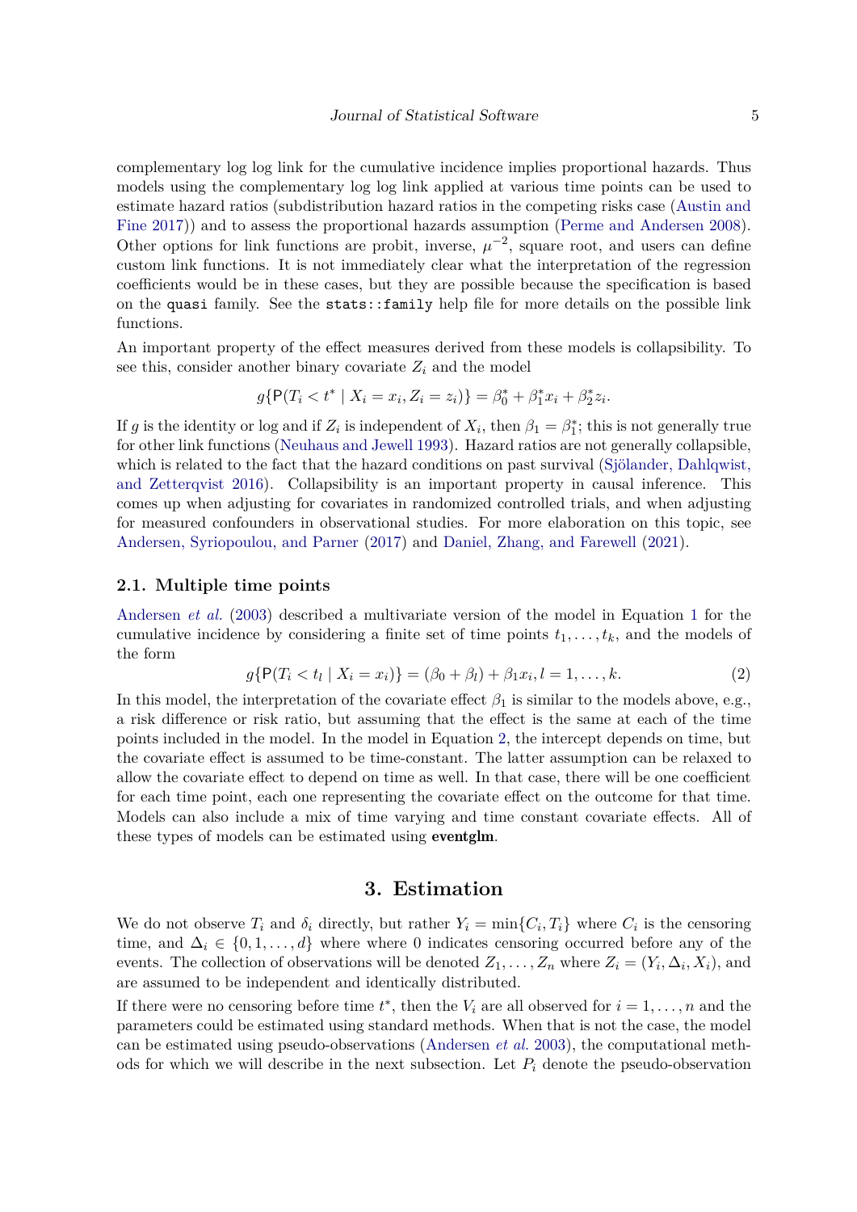complementary log log link for the cumulative incidence implies proportional hazards. Thus models using the complementary log log link applied at various time points can be used to estimate hazard ratios (subdistribution hazard ratios in the competing risks case (Austin and Fine 2017)) and to assess the proportional hazards assumption (Perme and Andersen 2008). Other options for link functions are probit, inverse, $\mu^{-2}$, square root, and users can define custom link functions. It is not immediately clear what the interpretation of the regression coefficients would be in these cases, but they are possible because the specification is based on the `quasi` family. See the `stats::family` help file for more details on the possible link functions.

An important property of the effect measures derived from these models is collapsibility. To see this, consider another binary covariate $Z_i$ and the model

$$g\{\mathsf{P}(T_i < t^* \mid X_i = x_i, Z_i = z_i)\} = \beta_0^* + \beta_1^* x_i + \beta_2^* z_i.$$

If $g$ is the identity or log and if $Z_i$ is independent of $X_i$, then $\beta_1 = \beta_1^*$; this is not generally true for other link functions (Neuhaus and Jewell 1993). Hazard ratios are not generally collapsible, which is related to the fact that the hazard conditions on past survival (Sjölander, Dahlqwist, and Zetterqvist 2016). Collapsibility is an important property in causal inference. This comes up when adjusting for covariates in randomized controlled trials, and when adjusting for measured confounders in observational studies. For more elaboration on this topic, see Andersen, Syriopoulou, and Parner (2017) and Daniel, Zhang, and Farewell (2021).

### 2.1. Multiple time points

Andersen *et al.* (2003) described a multivariate version of the model in Equation 1 for the cumulative incidence by considering a finite set of time points $t_1, \ldots, t_k$, and the models of the form

$$g\{\mathsf{P}(T_i < t_l \mid X_i = x_i)\} = (\beta_0 + \beta_l) + \beta_1 x_i, l = 1, \ldots, k. \tag{2}$$

In this model, the interpretation of the covariate effect $\beta_1$ is similar to the models above, e.g., a risk difference or risk ratio, but assuming that the effect is the same at each of the time points included in the model. In the model in Equation 2, the intercept depends on time, but the covariate effect is assumed to be time-constant. The latter assumption can be relaxed to allow the covariate effect to depend on time as well. In that case, there will be one coefficient for each time point, each one representing the covariate effect on the outcome for that time. Models can also include a mix of time varying and time constant covariate effects. All of these types of models can be estimated using **eventglm**.

## 3. Estimation

We do not observe $T_i$ and $\delta_i$ directly, but rather $Y_i = \min\{C_i, T_i\}$ where $C_i$ is the censoring time, and $\Delta_i \in \{0, 1, \ldots, d\}$ where where 0 indicates censoring occurred before any of the events. The collection of observations will be denoted $Z_1, \ldots, Z_n$ where $Z_i = (Y_i, \Delta_i, X_i)$, and are assumed to be independent and identically distributed.

If there were no censoring before time $t^*$, then the $V_i$ are all observed for $i = 1, \ldots, n$ and the parameters could be estimated using standard methods. When that is not the case, the model can be estimated using pseudo-observations (Andersen *et al.* 2003), the computational methods for which we will describe in the next subsection. Let $P_i$ denote the pseudo-observation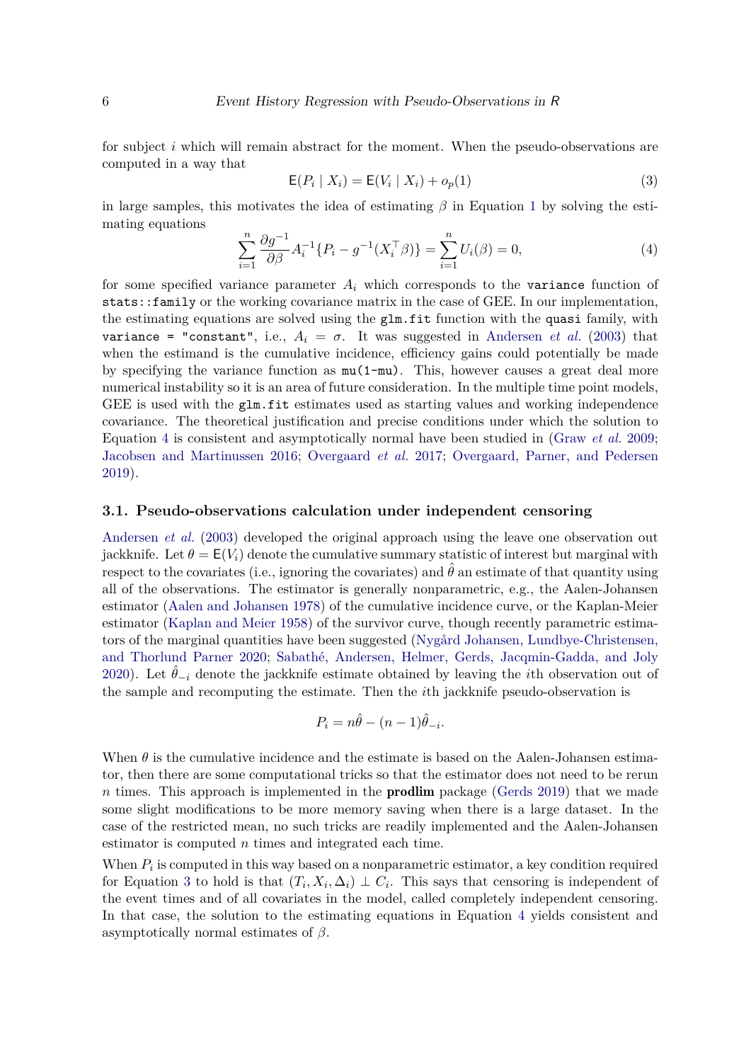for subject $i$ which will remain abstract for the moment. When the pseudo-observations are computed in a way that

$$\mathsf{E}(P_i \mid X_i) = \mathsf{E}(V_i \mid X_i) + o_p(1) \tag{3}$$

in large samples, this motivates the idea of estimating $\beta$ in Equation 1 by solving the estimating equations

$$\sum_{i=1}^{n} \frac{\partial g^{-1}}{\partial \beta} A_i^{-1}\{P_i - g^{-1}(X_i^{\top}\beta)\} = \sum_{i=1}^{n} U_i(\beta) = 0, \tag{4}$$

for some specified variance parameter $A_i$ which corresponds to the `variance` function of `stats::family` or the working covariance matrix in the case of GEE. In our implementation, the estimating equations are solved using the `glm.fit` function with the `quasi` family, with `variance = "constant"`, i.e., $A_i = \sigma$. It was suggested in Andersen *et al.* (2003) that when the estimand is the cumulative incidence, efficiency gains could potentially be made by specifying the variance function as `mu(1-mu)`. This, however causes a great deal more numerical instability so it is an area of future consideration. In the multiple time point models, GEE is used with the `glm.fit` estimates used as starting values and working independence covariance. The theoretical justification and precise conditions under which the solution to Equation 4 is consistent and asymptotically normal have been studied in (Graw *et al.* 2009; Jacobsen and Martinussen 2016; Overgaard *et al.* 2017; Overgaard, Parner, and Pedersen 2019).

### 3.1. Pseudo-observations calculation under independent censoring

Andersen *et al.* (2003) developed the original approach using the leave one observation out jackknife. Let $\theta = \mathsf{E}(V_i)$ denote the cumulative summary statistic of interest but marginal with respect to the covariates (i.e., ignoring the covariates) and $\hat{\theta}$ an estimate of that quantity using all of the observations. The estimator is generally nonparametric, e.g., the Aalen-Johansen estimator (Aalen and Johansen 1978) of the cumulative incidence curve, or the Kaplan-Meier estimator (Kaplan and Meier 1958) of the survivor curve, though recently parametric estimators of the marginal quantities have been suggested (Nygård Johansen, Lundbye-Christensen, and Thorlund Parner 2020; Sabathé, Andersen, Helmer, Gerds, Jacqmin-Gadda, and Joly 2020). Let $\hat{\theta}_{-i}$ denote the jackknife estimate obtained by leaving the $i$th observation out of the sample and recomputing the estimate. Then the $i$th jackknife pseudo-observation is

$$P_i = n\hat{\theta} - (n-1)\hat{\theta}_{-i}.$$

When $\theta$ is the cumulative incidence and the estimate is based on the Aalen-Johansen estimator, then there are some computational tricks so that the estimator does not need to be rerun $n$ times. This approach is implemented in the **prodlim** package (Gerds 2019) that we made some slight modifications to be more memory saving when there is a large dataset. In the case of the restricted mean, no such tricks are readily implemented and the Aalen-Johansen estimator is computed $n$ times and integrated each time.

When $P_i$ is computed in this way based on a nonparametric estimator, a key condition required for Equation 3 to hold is that $(T_i, X_i, \Delta_i) \perp C_i$. This says that censoring is independent of the event times and of all covariates in the model, called completely independent censoring. In that case, the solution to the estimating equations in Equation 4 yields consistent and asymptotically normal estimates of $\beta$.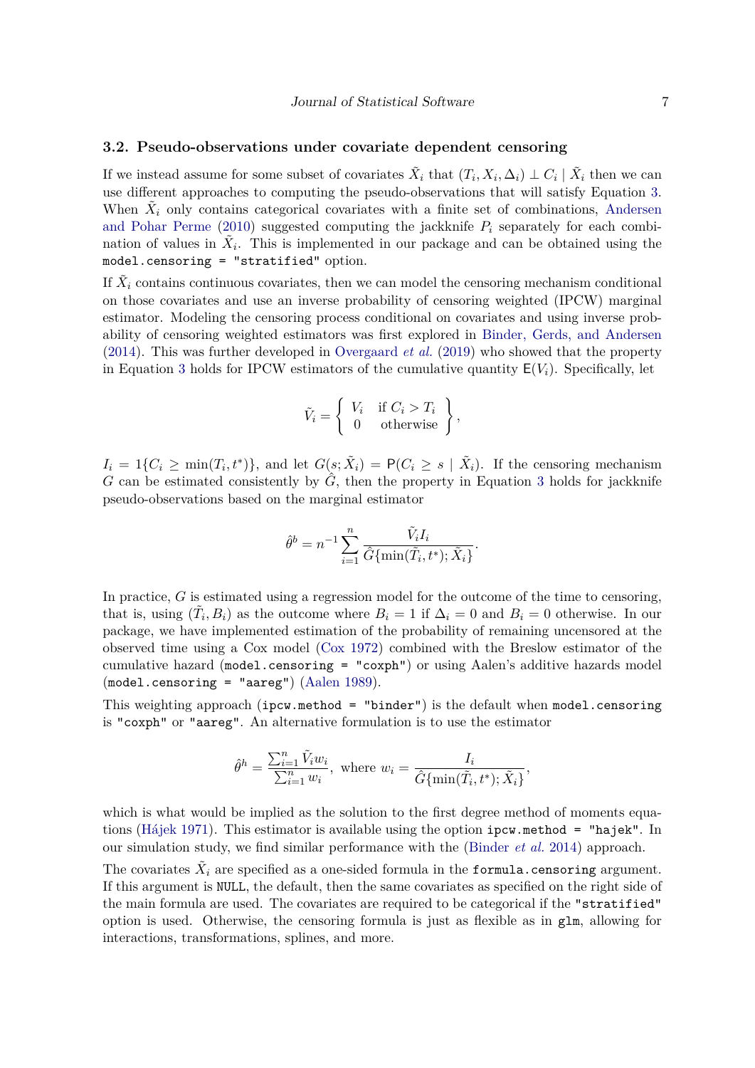### 3.2. Pseudo-observations under covariate dependent censoring

If we instead assume for some subset of covariates $\tilde{X}_i$ that $(T_i, X_i, \Delta_i) \perp C_i \mid \tilde{X}_i$ then we can use different approaches to computing the pseudo-observations that will satisfy Equation 3. When $\tilde{X}_i$ only contains categorical covariates with a finite set of combinations, Andersen and Pohar Perme (2010) suggested computing the jackknife $P_i$ separately for each combination of values in $\tilde{X}_i$. This is implemented in our package and can be obtained using the `model.censoring = "stratified"` option.

If $\tilde{X}_i$ contains continuous covariates, then we can model the censoring mechanism conditional on those covariates and use an inverse probability of censoring weighted (IPCW) marginal estimator. Modeling the censoring process conditional on covariates and using inverse probability of censoring weighted estimators was first explored in Binder, Gerds, and Andersen (2014). This was further developed in Overgaard *et al.* (2019) who showed that the property in Equation 3 holds for IPCW estimators of the cumulative quantity $\mathsf{E}(V_i)$. Specifically, let

$$\tilde{V}_i = \left\{ \begin{array}{cc} V_i & \text{if } C_i > T_i \\ 0 & \text{otherwise} \end{array} \right\},$$

$I_i = 1\{C_i \geq \min(T_i, t^*)\}$, and let $G(s; \tilde{X}_i) = \mathsf{P}(C_i \geq s \mid \tilde{X}_i)$. If the censoring mechanism $G$ can be estimated consistently by $\hat{G}$, then the property in Equation 3 holds for jackknife pseudo-observations based on the marginal estimator

$$\hat{\theta}^b = n^{-1} \sum_{i=1}^{n} \frac{\tilde{V}_i I_i}{\hat{G}\{\min(\tilde{T}_i, t^*); \tilde{X}_i\}}.$$

In practice, $G$ is estimated using a regression model for the outcome of the time to censoring, that is, using $(\tilde{T}_i, B_i)$ as the outcome where $B_i = 1$ if $\Delta_i = 0$ and $B_i = 0$ otherwise. In our package, we have implemented estimation of the probability of remaining uncensored at the observed time using a Cox model (Cox 1972) combined with the Breslow estimator of the cumulative hazard (`model.censoring = "coxph"`) or using Aalen's additive hazards model (`model.censoring = "aareg"`) (Aalen 1989).

This weighting approach (`ipcw.method = "binder"`) is the default when `model.censoring` is `"coxph"` or `"aareg"`. An alternative formulation is to use the estimator

$$\hat{\theta}^h = \frac{\sum_{i=1}^{n} \tilde{V}_i w_i}{\sum_{i=1}^{n} w_i}, \text{ where } w_i = \frac{I_i}{\hat{G}\{\min(\tilde{T}_i, t^*); \tilde{X}_i\}},$$

which is what would be implied as the solution to the first degree method of moments equations (Hájek 1971). This estimator is available using the option `ipcw.method = "hajek"`. In our simulation study, we find similar performance with the (Binder *et al.* 2014) approach.

The covariates $\tilde{X}_i$ are specified as a one-sided formula in the `formula.censoring` argument. If this argument is `NULL`, the default, then the same covariates as specified on the right side of the main formula are used. The covariates are required to be categorical if the `"stratified"` option is used. Otherwise, the censoring formula is just as flexible as in `glm`, allowing for interactions, transformations, splines, and more.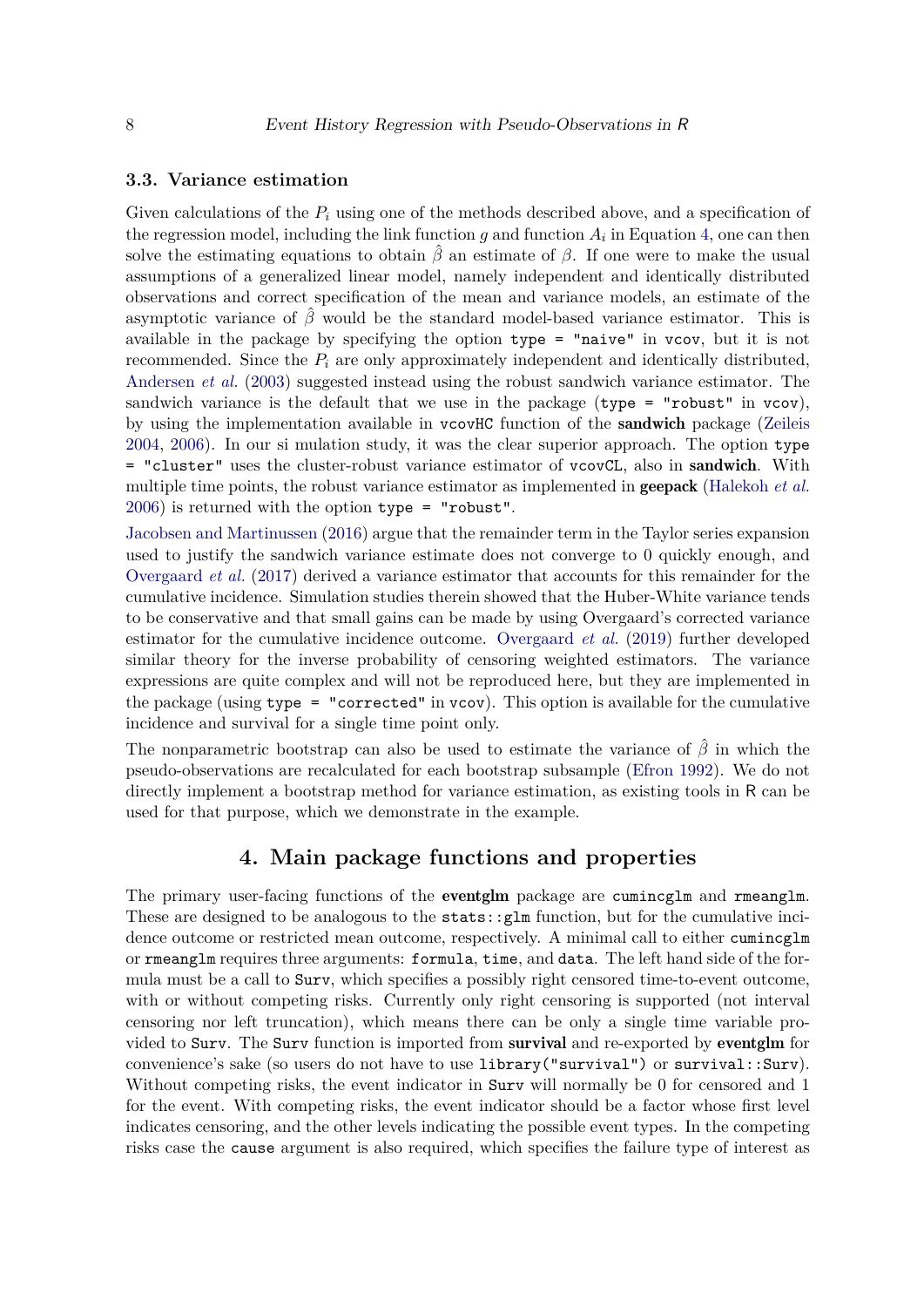### 3.3. Variance estimation

Given calculations of the $P_i$ using one of the methods described above, and a specification of the regression model, including the link function $g$ and function $A_i$ in Equation 4, one can then solve the estimating equations to obtain $\hat{\beta}$ an estimate of $\beta$. If one were to make the usual assumptions of a generalized linear model, namely independent and identically distributed observations and correct specification of the mean and variance models, an estimate of the asymptotic variance of $\hat{\beta}$ would be the standard model-based variance estimator. This is available in the package by specifying the option `type = "naive"` in `vcov`, but it is not recommended. Since the $P_i$ are only approximately independent and identically distributed, Andersen *et al.* (2003) suggested instead using the robust sandwich variance estimator. The sandwich variance is the default that we use in the package (`type = "robust"` in `vcov`), by using the implementation available in `vcovHC` function of the **sandwich** package (Zeileis 2004, 2006). In our si mulation study, it was the clear superior approach. The option `type = "cluster"` uses the cluster-robust variance estimator of `vcovCL`, also in **sandwich**. With multiple time points, the robust variance estimator as implemented in **geepack** (Halekoh *et al.* 2006) is returned with the option `type = "robust"`.

Jacobsen and Martinussen (2016) argue that the remainder term in the Taylor series expansion used to justify the sandwich variance estimate does not converge to 0 quickly enough, and Overgaard *et al.* (2017) derived a variance estimator that accounts for this remainder for the cumulative incidence. Simulation studies therein showed that the Huber-White variance tends to be conservative and that small gains can be made by using Overgaard's corrected variance estimator for the cumulative incidence outcome. Overgaard *et al.* (2019) further developed similar theory for the inverse probability of censoring weighted estimators. The variance expressions are quite complex and will not be reproduced here, but they are implemented in the package (using `type = "corrected"` in `vcov`). This option is available for the cumulative incidence and survival for a single time point only.

The nonparametric bootstrap can also be used to estimate the variance of $\hat{\beta}$ in which the pseudo-observations are recalculated for each bootstrap subsample (Efron 1992). We do not directly implement a bootstrap method for variance estimation, as existing tools in R can be used for that purpose, which we demonstrate in the example.

## 4. Main package functions and properties

The primary user-facing functions of the **eventglm** package are `cumincglm` and `rmeanglm`. These are designed to be analogous to the `stats::glm` function, but for the cumulative incidence outcome or restricted mean outcome, respectively. A minimal call to either `cumincglm` or `rmeanglm` requires three arguments: `formula`, `time`, and `data`. The left hand side of the formula must be a call to `Surv`, which specifies a possibly right censored time-to-event outcome, with or without competing risks. Currently only right censoring is supported (not interval censoring nor left truncation), which means there can be only a single time variable provided to `Surv`. The `Surv` function is imported from **survival** and re-exported by **eventglm** for convenience's sake (so users do not have to use `library("survival")` or `survival::Surv`). Without competing risks, the event indicator in `Surv` will normally be 0 for censored and 1 for the event. With competing risks, the event indicator should be a factor whose first level indicates censoring, and the other levels indicating the possible event types. In the competing risks case the `cause` argument is also required, which specifies the failure type of interest as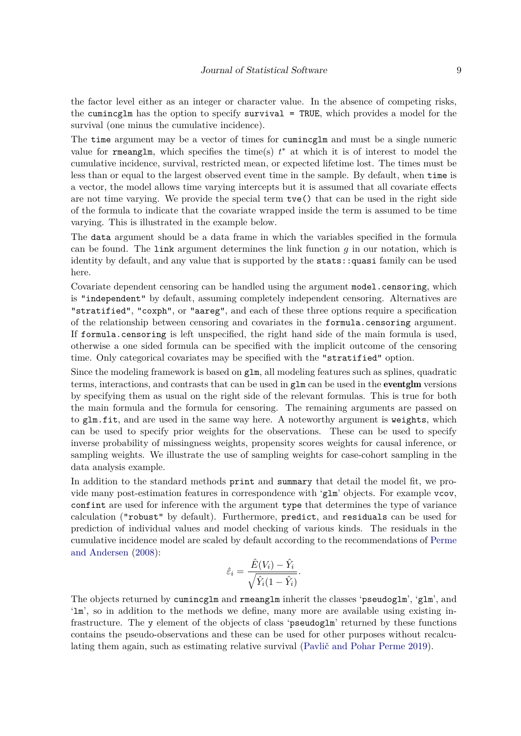the factor level either as an integer or character value. In the absence of competing risks, the `cumincglm` has the option to specify `survival = TRUE`, which provides a model for the survival (one minus the cumulative incidence).

The `time` argument may be a vector of times for `cumincglm` and must be a single numeric value for `rmeanglm`, which specifies the time(s) $t^*$ at which it is of interest to model the cumulative incidence, survival, restricted mean, or expected lifetime lost. The times must be less than or equal to the largest observed event time in the sample. By default, when `time` is a vector, the model allows time varying intercepts but it is assumed that all covariate effects are not time varying. We provide the special term `tve()` that can be used in the right side of the formula to indicate that the covariate wrapped inside the term is assumed to be time varying. This is illustrated in the example below.

The `data` argument should be a data frame in which the variables specified in the formula can be found. The `link` argument determines the link function $g$ in our notation, which is identity by default, and any value that is supported by the `stats::quasi` family can be used here.

Covariate dependent censoring can be handled using the argument `model.censoring`, which is `"independent"` by default, assuming completely independent censoring. Alternatives are `"stratified"`, `"coxph"`, or `"aareg"`, and each of these three options require a specification of the relationship between censoring and covariates in the `formula.censoring` argument. If `formula.censoring` is left unspecified, the right hand side of the main formula is used, otherwise a one sided formula can be specified with the implicit outcome of the censoring time. Only categorical covariates may be specified with the `"stratified"` option.

Since the modeling framework is based on `glm`, all modeling features such as splines, quadratic terms, interactions, and contrasts that can be used in `glm` can be used in the **eventglm** versions by specifying them as usual on the right side of the relevant formulas. This is true for both the main formula and the formula for censoring. The remaining arguments are passed on to `glm.fit`, and are used in the same way here. A noteworthy argument is `weights`, which can be used to specify prior weights for the observations. These can be used to specify inverse probability of missingness weights, propensity scores weights for causal inference, or sampling weights. We illustrate the use of sampling weights for case-cohort sampling in the data analysis example.

In addition to the standard methods `print` and `summary` that detail the model fit, we provide many post-estimation features in correspondence with '`glm`' objects. For example `vcov`, `confint` are used for inference with the argument `type` that determines the type of variance calculation (`"robust"` by default). Furthermore, `predict`, and `residuals` can be used for prediction of individual values and model checking of various kinds. The residuals in the cumulative incidence model are scaled by default according to the recommendations of Perme and Andersen (2008):

$$\hat{\varepsilon}_i = \frac{\hat{E}(V_i) - \hat{Y}_i}{\sqrt{\hat{Y}_i(1 - \hat{Y}_i)}}.$$

The objects returned by `cumincglm` and `rmeanglm` inherit the classes '`pseudoglm`', '`glm`', and '`lm`', so in addition to the methods we define, many more are available using existing infrastructure. The `y` element of the objects of class '`pseudoglm`' returned by these functions contains the pseudo-observations and these can be used for other purposes without recalculating them again, such as estimating relative survival (Pavlič and Pohar Perme 2019).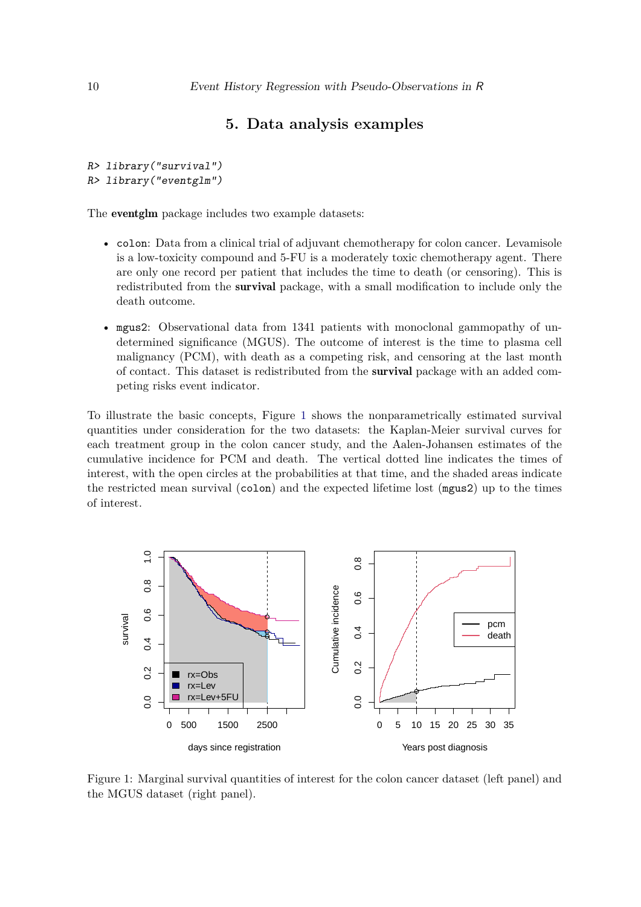# 5. Data analysis examples

```
R> library("survival")
R> library("eventglm")
```

The **eventglm** package includes two example datasets:

- `colon`: Data from a clinical trial of adjuvant chemotherapy for colon cancer. Levamisole is a low-toxicity compound and 5-FU is a moderately toxic chemotherapy agent. There are only one record per patient that includes the time to death (or censoring). This is redistributed from the **survival** package, with a small modification to include only the death outcome.
- `mgus2`: Observational data from 1341 patients with monoclonal gammopathy of undetermined significance (MGUS). The outcome of interest is the time to plasma cell malignancy (PCM), with death as a competing risk, and censoring at the last month of contact. This dataset is redistributed from the **survival** package with an added competing risks event indicator.

To illustrate the basic concepts, Figure 1 shows the nonparametrically estimated survival quantities under consideration for the two datasets: the Kaplan-Meier survival curves for each treatment group in the colon cancer study, and the Aalen-Johansen estimates of the cumulative incidence for PCM and death. The vertical dotted line indicates the times of interest, with the open circles at the probabilities at that time, and the shaded areas indicate the restricted mean survival (`colon`) and the expected lifetime lost (`mgus2`) up to the times of interest.

Figure 1: Marginal survival quantities of interest for the colon cancer dataset (left panel) and the MGUS dataset (right panel).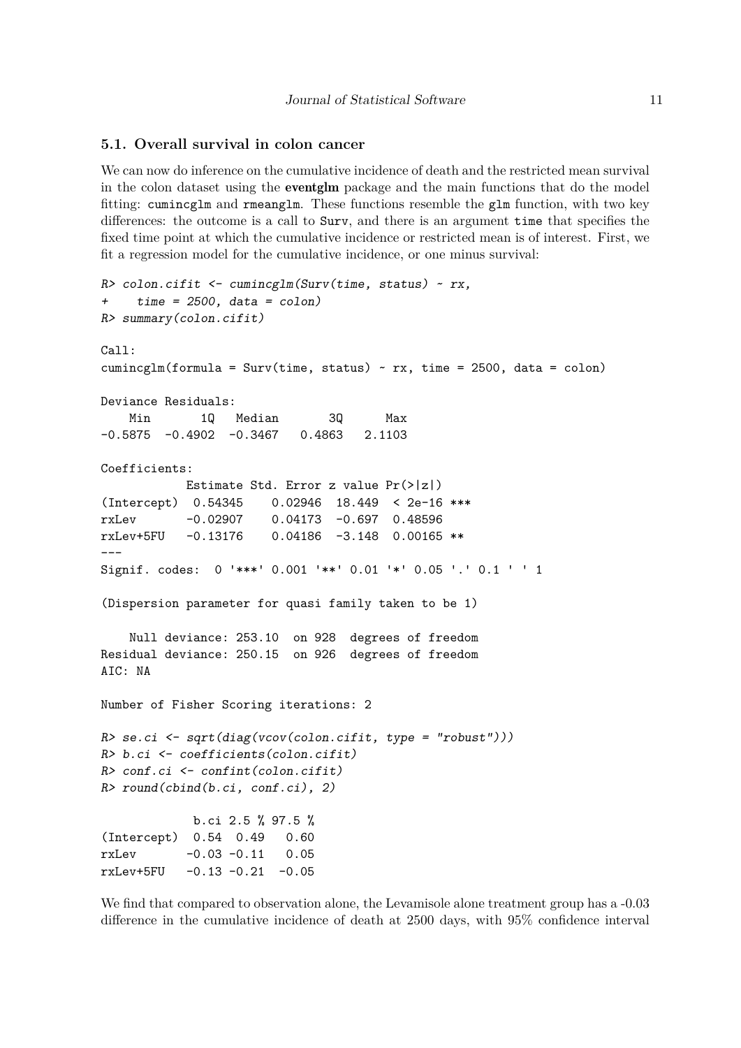### 5.1. Overall survival in colon cancer

We can now do inference on the cumulative incidence of death and the restricted mean survival in the colon dataset using the **eventglm** package and the main functions that do the model fitting: `cumincglm` and `rmeanglm`. These functions resemble the `glm` function, with two key differences: the outcome is a call to `Surv`, and there is an argument `time` that specifies the fixed time point at which the cumulative incidence or restricted mean is of interest. First, we fit a regression model for the cumulative incidence, or one minus survival:

```
R> colon.cifit <- cumincglm(Surv(time, status) ~ rx,
+    time = 2500, data = colon)
R> summary(colon.cifit)

Call:
cumincglm(formula = Surv(time, status) ~ rx, time = 2500, data = colon)

Deviance Residuals:
    Min       1Q   Median       3Q      Max
-0.5875  -0.4902  -0.3467   0.4863   2.1103

Coefficients:
            Estimate Std. Error z value Pr(>|z|)
(Intercept)  0.54345    0.02946  18.449  < 2e-16 ***
rxLev       -0.02907    0.04173  -0.697  0.48596
rxLev+5FU   -0.13176    0.04186  -3.148  0.00165 **
---
Signif. codes:  0 '***' 0.001 '**' 0.01 '*' 0.05 '.' 0.1 ' ' 1

(Dispersion parameter for quasi family taken to be 1)

    Null deviance: 253.10  on 928  degrees of freedom
Residual deviance: 250.15  on 926  degrees of freedom
AIC: NA

Number of Fisher Scoring iterations: 2

R> se.ci <- sqrt(diag(vcov(colon.cifit, type = "robust")))
R> b.ci <- coefficients(colon.cifit)
R> conf.ci <- confint(colon.cifit)
R> round(cbind(b.ci, conf.ci), 2)

             b.ci 2.5 % 97.5 %
(Intercept)  0.54  0.49   0.60
rxLev       -0.03 -0.11   0.05
rxLev+5FU   -0.13 -0.21  -0.05
```

We find that compared to observation alone, the Levamisole alone treatment group has a -0.03 difference in the cumulative incidence of death at 2500 days, with 95% confidence interval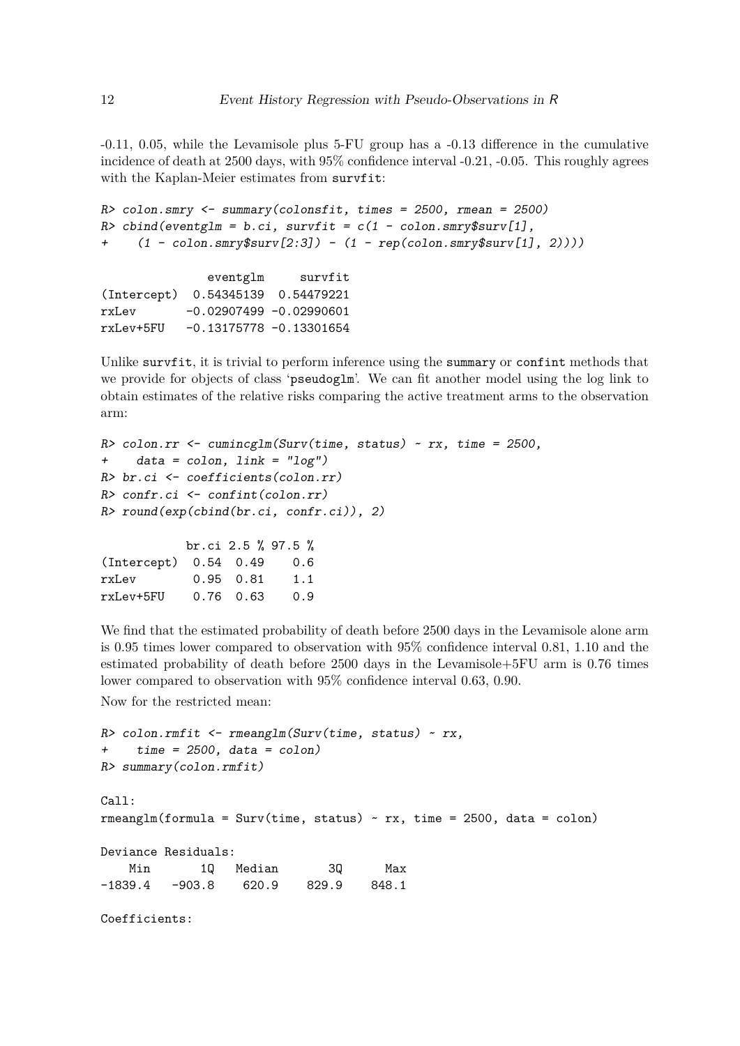-0.11, 0.05, while the Levamisole plus 5-FU group has a -0.13 difference in the cumulative incidence of death at 2500 days, with 95% confidence interval -0.21, -0.05. This roughly agrees with the Kaplan-Meier estimates from `survfit`:

```
R> colon.smry <- summary(colonsfit, times = 2500, rmean = 2500)
R> cbind(eventglm = b.ci, survfit = c(1 - colon.smry$surv[1],
+    (1 - colon.smry$surv[2:3]) - (1 - rep(colon.smry$surv[1], 2))))

               eventglm     survfit
(Intercept)  0.54345139  0.54479221
rxLev       -0.02907499 -0.02990601
rxLev+5FU   -0.13175778 -0.13301654
```

Unlike `survfit`, it is trivial to perform inference using the `summary` or `confint` methods that we provide for objects of class '`pseudoglm`'. We can fit another model using the log link to obtain estimates of the relative risks comparing the active treatment arms to the observation arm:

```
R> colon.rr <- cumincglm(Surv(time, status) ~ rx, time = 2500,
+    data = colon, link = "log")
R> br.ci <- coefficients(colon.rr)
R> confr.ci <- confint(colon.rr)
R> round(exp(cbind(br.ci, confr.ci)), 2)

            br.ci 2.5 % 97.5 %
(Intercept)  0.54  0.49    0.6
rxLev        0.95  0.81    1.1
rxLev+5FU    0.76  0.63    0.9
```

We find that the estimated probability of death before 2500 days in the Levamisole alone arm is 0.95 times lower compared to observation with 95% confidence interval 0.81, 1.10 and the estimated probability of death before 2500 days in the Levamisole+5FU arm is 0.76 times lower compared to observation with 95% confidence interval 0.63, 0.90.

Now for the restricted mean:

```
R> colon.rmfit <- rmeanglm(Surv(time, status) ~ rx,
+    time = 2500, data = colon)
R> summary(colon.rmfit)

Call:
rmeanglm(formula = Surv(time, status) ~ rx, time = 2500, data = colon)

Deviance Residuals:
    Min       1Q   Median       3Q      Max
-1839.4   -903.8    620.9    829.9    848.1

Coefficients:
```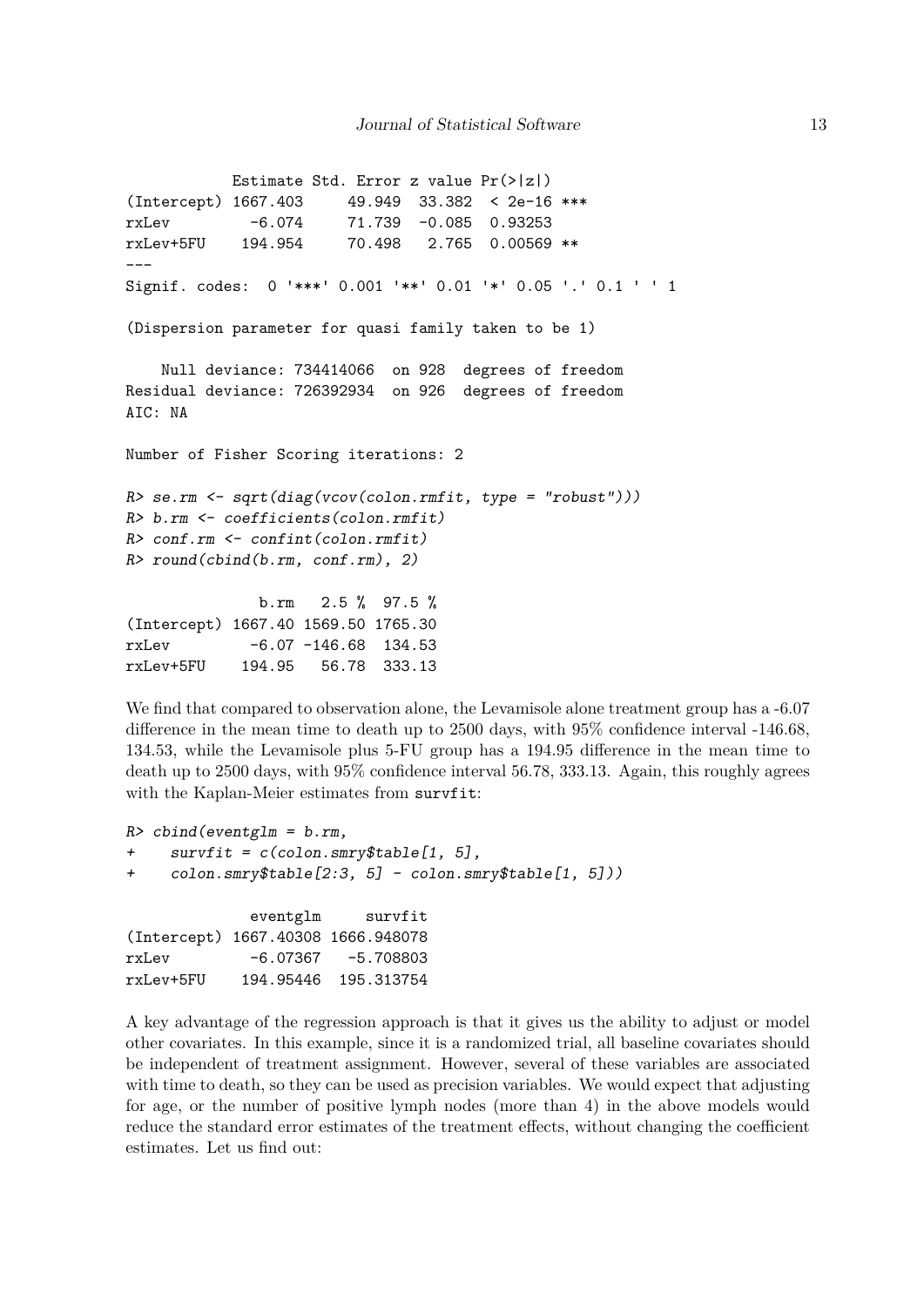```
            Estimate Std. Error z value Pr(>|z|)
(Intercept) 1667.403     49.949  33.382  < 2e-16 ***
rxLev         -6.074     71.739  -0.085  0.93253
rxLev+5FU    194.954     70.498   2.765  0.00569 **
---
Signif. codes:  0 '***' 0.001 '**' 0.01 '*' 0.05 '.' 0.1 ' ' 1

(Dispersion parameter for quasi family taken to be 1)

    Null deviance: 734414066  on 928  degrees of freedom
Residual deviance: 726392934  on 926  degrees of freedom
AIC: NA

Number of Fisher Scoring iterations: 2
```

```
R> se.rm <- sqrt(diag(vcov(colon.rmfit, type = "robust")))
R> b.rm <- coefficients(colon.rmfit)
R> conf.rm <- confint(colon.rmfit)
R> round(cbind(b.rm, conf.rm), 2)
```

```
               b.rm   2.5 %  97.5 %
(Intercept) 1667.40 1569.50 1765.30
rxLev         -6.07 -146.68  134.53
rxLev+5FU    194.95   56.78  333.13
```

We find that compared to observation alone, the Levamisole alone treatment group has a -6.07 difference in the mean time to death up to 2500 days, with 95% confidence interval -146.68, 134.53, while the Levamisole plus 5-FU group has a 194.95 difference in the mean time to death up to 2500 days, with 95% confidence interval 56.78, 333.13. Again, this roughly agrees with the Kaplan-Meier estimates from `survfit`:

```
R> cbind(eventglm = b.rm,
+    survfit = c(colon.smry$table[1, 5],
+    colon.smry$table[2:3, 5] - colon.smry$table[1, 5]))
```

```
              eventglm     survfit
(Intercept) 1667.40308 1666.948078
rxLev         -6.07367   -5.708803
rxLev+5FU    194.95446  195.313754
```

A key advantage of the regression approach is that it gives us the ability to adjust or model other covariates. In this example, since it is a randomized trial, all baseline covariates should be independent of treatment assignment. However, several of these variables are associated with time to death, so they can be used as precision variables. We would expect that adjusting for age, or the number of positive lymph nodes (more than 4) in the above models would reduce the standard error estimates of the treatment effects, without changing the coefficient estimates. Let us find out: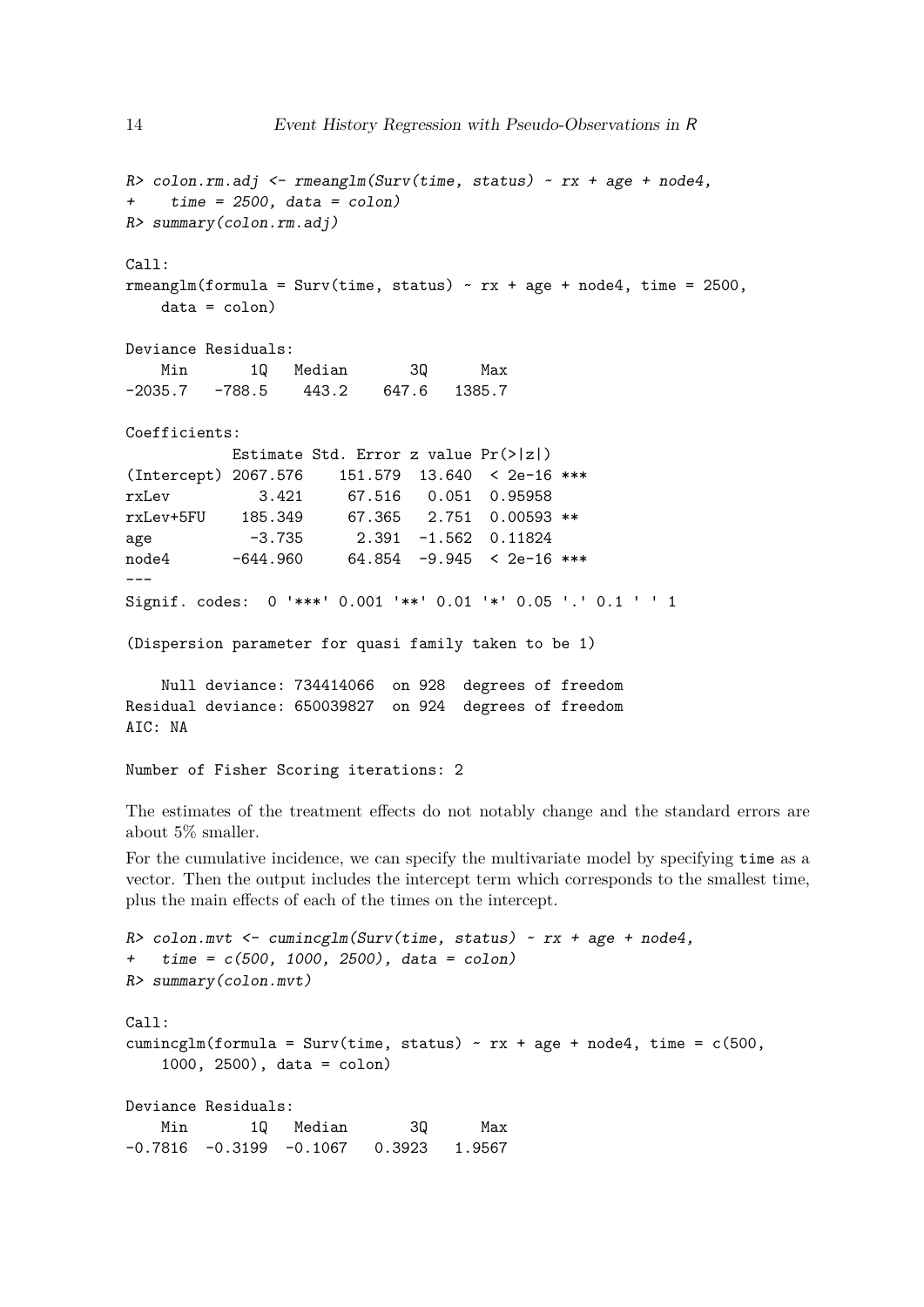```
R> colon.rm.adj <- rmeanglm(Surv(time, status) ~ rx + age + node4,
+    time = 2500, data = colon)
R> summary(colon.rm.adj)

Call:
rmeanglm(formula = Surv(time, status) ~ rx + age + node4, time = 2500,
    data = colon)

Deviance Residuals:
    Min       1Q   Median       3Q      Max
-2035.7   -788.5    443.2    647.6   1385.7

Coefficients:
            Estimate Std. Error z value Pr(>|z|)
(Intercept) 2067.576    151.579  13.640  < 2e-16 ***
rxLev          3.421     67.516   0.051  0.95958
rxLev+5FU    185.349     67.365   2.751  0.00593 **
age           -3.735      2.391  -1.562  0.11824
node4       -644.960     64.854  -9.945  < 2e-16 ***
---
Signif. codes:  0 '***' 0.001 '**' 0.01 '*' 0.05 '.' 0.1 ' ' 1

(Dispersion parameter for quasi family taken to be 1)

    Null deviance: 734414066  on 928  degrees of freedom
Residual deviance: 650039827  on 924  degrees of freedom
AIC: NA

Number of Fisher Scoring iterations: 2
```

The estimates of the treatment effects do not notably change and the standard errors are about 5% smaller.

For the cumulative incidence, we can specify the multivariate model by specifying `time` as a vector. Then the output includes the intercept term which corresponds to the smallest time, plus the main effects of each of the times on the intercept.

```
R> colon.mvt <- cumincglm(Surv(time, status) ~ rx + age + node4,
+   time = c(500, 1000, 2500), data = colon)
R> summary(colon.mvt)

Call:
cumincglm(formula = Surv(time, status) ~ rx + age + node4, time = c(500,
    1000, 2500), data = colon)

Deviance Residuals:
    Min       1Q   Median       3Q      Max
-0.7816  -0.3199  -0.1067   0.3923   1.9567
```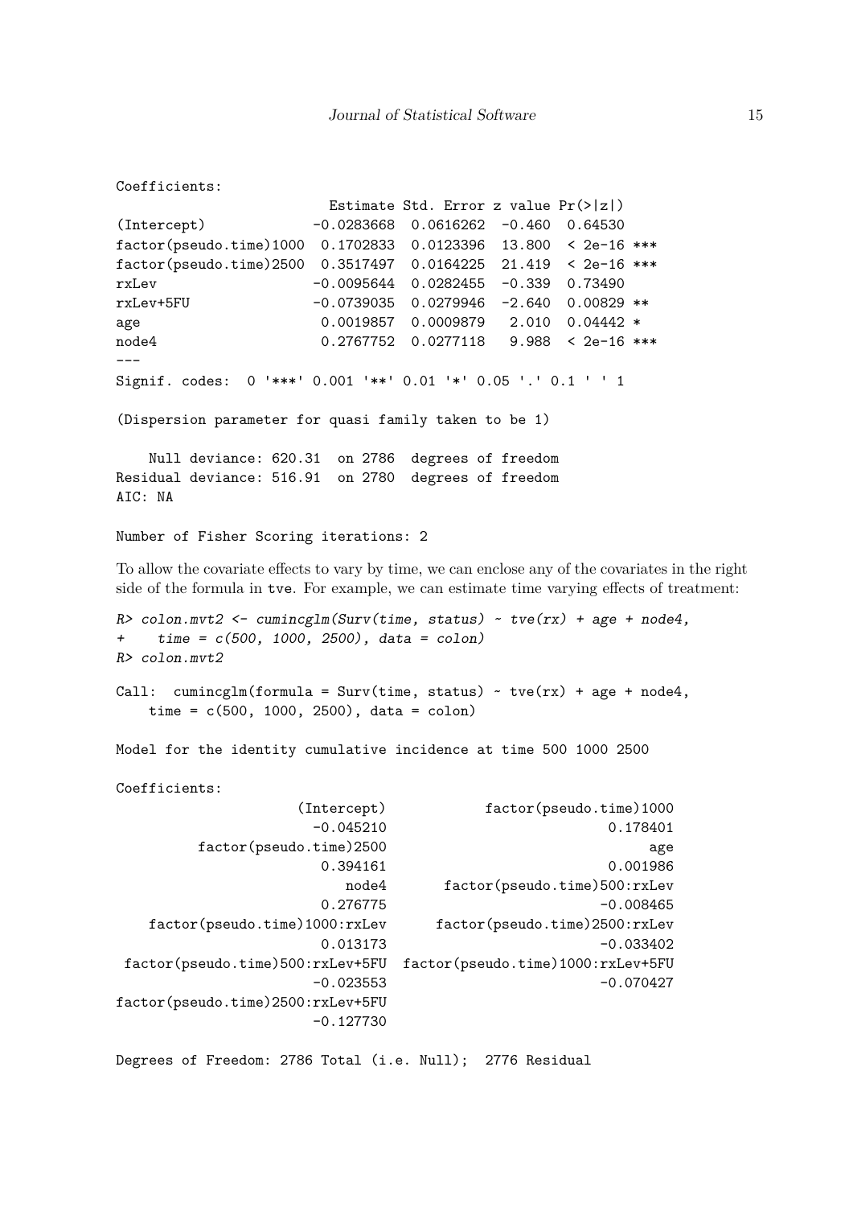```
Coefficients:
                          Estimate Std. Error z value Pr(>|z|)    
(Intercept)             -0.0283668  0.0616262  -0.460  0.64530    
factor(pseudo.time)1000  0.1702833  0.0123396  13.800  < 2e-16 ***
factor(pseudo.time)2500  0.3517497  0.0164225  21.419  < 2e-16 ***
rxLev                   -0.0095644  0.0282455  -0.339  0.73490    
rxLev+5FU               -0.0739035  0.0279946  -2.640  0.00829 ** 
age                      0.0019857  0.0009879   2.010  0.04442 *  
node4                    0.2767752  0.0277118   9.988  < 2e-16 ***
---
Signif. codes:  0 '***' 0.001 '**' 0.01 '*' 0.05 '.' 0.1 ' ' 1

(Dispersion parameter for quasi family taken to be 1)

    Null deviance: 620.31  on 2786  degrees of freedom
Residual deviance: 516.91  on 2780  degrees of freedom
AIC: NA

Number of Fisher Scoring iterations: 2
```

To allow the covariate effects to vary by time, we can enclose any of the covariates in the right side of the formula in `tve`. For example, we can estimate time varying effects of treatment:

```
R> colon.mvt2 <- cumincglm(Surv(time, status) ~ tve(rx) + age + node4,
+    time = c(500, 1000, 2500), data = colon)
R> colon.mvt2

Call:  cumincglm(formula = Surv(time, status) ~ tve(rx) + age + node4, 
    time = c(500, 1000, 2500), data = colon)

Model for the identity cumulative incidence at time 500 1000 2500 

Coefficients:
                   (Intercept)           factor(pseudo.time)1000  
                     -0.045210                          0.178401  
       factor(pseudo.time)2500                               age  
                      0.394161                          0.001986  
                         node4      factor(pseudo.time)500:rxLev  
                      0.276775                         -0.008465  
  factor(pseudo.time)1000:rxLev     factor(pseudo.time)2500:rxLev  
                      0.013173                         -0.033402  
 factor(pseudo.time)500:rxLev+5FU  factor(pseudo.time)1000:rxLev+5FU  
                     -0.023553                         -0.070427  
factor(pseudo.time)2500:rxLev+5FU  
                     -0.127730  

Degrees of Freedom: 2786 Total (i.e. Null);  2776 Residual
```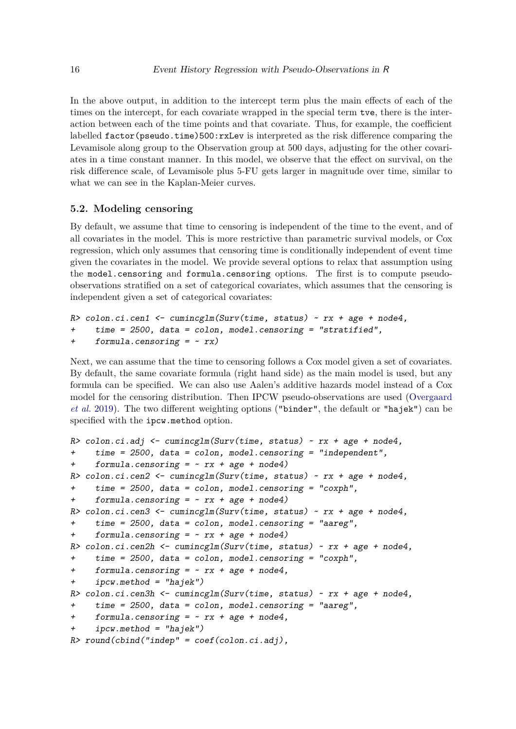In the above output, in addition to the intercept term plus the main effects of each of the times on the intercept, for each covariate wrapped in the special term `tve`, there is the interaction between each of the time points and that covariate. Thus, for example, the coefficient labelled `factor(pseudo.time)500:rxLev` is interpreted as the risk difference comparing the Levamisole along group to the Observation group at 500 days, adjusting for the other covariates in a time constant manner. In this model, we observe that the effect on survival, on the risk difference scale, of Levamisole plus 5-FU gets larger in magnitude over time, similar to what we can see in the Kaplan-Meier curves.

### 5.2. Modeling censoring

By default, we assume that time to censoring is independent of the time to the event, and of all covariates in the model. This is more restrictive than parametric survival models, or Cox regression, which only assumes that censoring time is conditionally independent of event time given the covariates in the model. We provide several options to relax that assumption using the `model.censoring` and `formula.censoring` options. The first is to compute pseudo-observations stratified on a set of categorical covariates, which assumes that the censoring is independent given a set of categorical covariates:

```
R> colon.ci.cen1 <- cumincglm(Surv(time, status) ~ rx + age + node4,
+    time = 2500, data = colon, model.censoring = "stratified",
+    formula.censoring = ~ rx)
```

Next, we can assume that the time to censoring follows a Cox model given a set of covariates. By default, the same covariate formula (right hand side) as the main model is used, but any formula can be specified. We can also use Aalen's additive hazards model instead of a Cox model for the censoring distribution. Then IPCW pseudo-observations are used (Overgaard *et al.* 2019). The two different weighting options (`"binder"`, the default or `"hajek"`) can be specified with the `ipcw.method` option.

```
R> colon.ci.adj <- cumincglm(Surv(time, status) ~ rx + age + node4,
+    time = 2500, data = colon, model.censoring = "independent",
+    formula.censoring = ~ rx + age + node4)
R> colon.ci.cen2 <- cumincglm(Surv(time, status) ~ rx + age + node4,
+    time = 2500, data = colon, model.censoring = "coxph",
+    formula.censoring = ~ rx + age + node4)
R> colon.ci.cen3 <- cumincglm(Surv(time, status) ~ rx + age + node4,
+    time = 2500, data = colon, model.censoring = "aareg",
+    formula.censoring = ~ rx + age + node4)
R> colon.ci.cen2h <- cumincglm(Surv(time, status) ~ rx + age + node4,
+    time = 2500, data = colon, model.censoring = "coxph",
+    formula.censoring = ~ rx + age + node4,
+    ipcw.method = "hajek")
R> colon.ci.cen3h <- cumincglm(Surv(time, status) ~ rx + age + node4,
+    time = 2500, data = colon, model.censoring = "aareg",
+    formula.censoring = ~ rx + age + node4,
+    ipcw.method = "hajek")
R> round(cbind("indep" = coef(colon.ci.adj),
```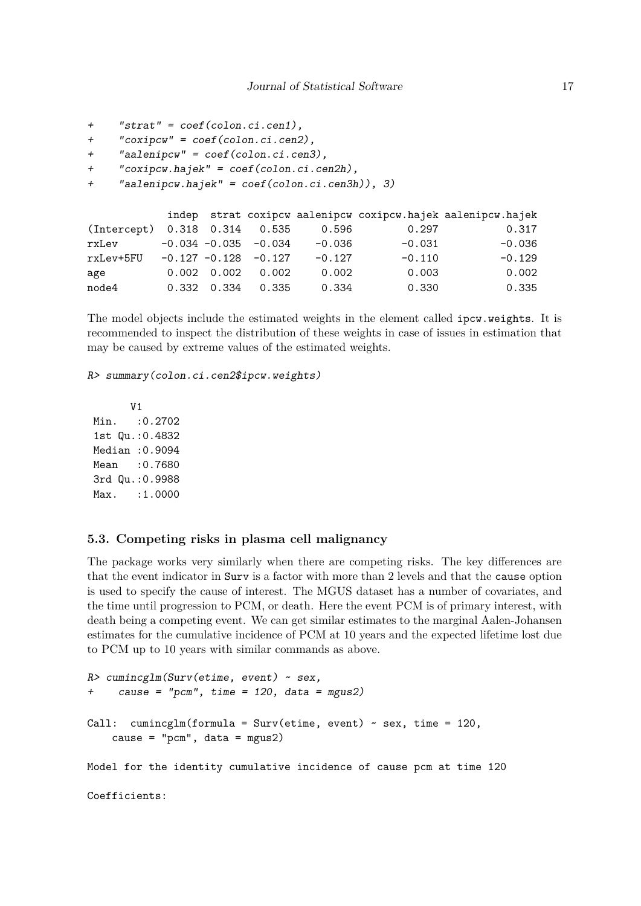```
+     "strat" = coef(colon.ci.cen1),
+     "coxipcw" = coef(colon.ci.cen2),
+     "aalenipcw" = coef(colon.ci.cen3),
+     "coxipcw.hajek" = coef(colon.ci.cen2h),
+     "aalenipcw.hajek" = coef(colon.ci.cen3h)), 3)

             indep  strat coxipcw aalenipcw coxipcw.hajek aalenipcw.hajek
(Intercept)  0.318  0.314   0.535     0.596         0.297           0.317
rxLev       -0.034 -0.035  -0.034    -0.036        -0.031          -0.036
rxLev+5FU   -0.127 -0.128  -0.127    -0.127        -0.110          -0.129
age          0.002  0.002   0.002     0.002         0.003           0.002
node4        0.332  0.334   0.335     0.334         0.330           0.335
```

The model objects include the estimated weights in the element called `ipcw.weights`. It is recommended to inspect the distribution of these weights in case of issues in estimation that may be caused by extreme values of the estimated weights.

```
R> summary(colon.ci.cen2$ipcw.weights)

       V1
 Min.   :0.2702
 1st Qu.:0.4832
 Median :0.9094
 Mean   :0.7680
 3rd Qu.:0.9988
 Max.   :1.0000
```

### 5.3. Competing risks in plasma cell malignancy

The package works very similarly when there are competing risks. The key differences are that the event indicator in `Surv` is a factor with more than 2 levels and that the `cause` option is used to specify the cause of interest. The MGUS dataset has a number of covariates, and the time until progression to PCM, or death. Here the event PCM is of primary interest, with death being a competing event. We can get similar estimates to the marginal Aalen-Johansen estimates for the cumulative incidence of PCM at 10 years and the expected lifetime lost due to PCM up to 10 years with similar commands as above.

```
R> cumincglm(Surv(etime, event) ~ sex,
+     cause = "pcm", time = 120, data = mgus2)

Call:  cumincglm(formula = Surv(etime, event) ~ sex, time = 120,
    cause = "pcm", data = mgus2)

Model for the identity cumulative incidence of cause pcm at time 120

Coefficients:
```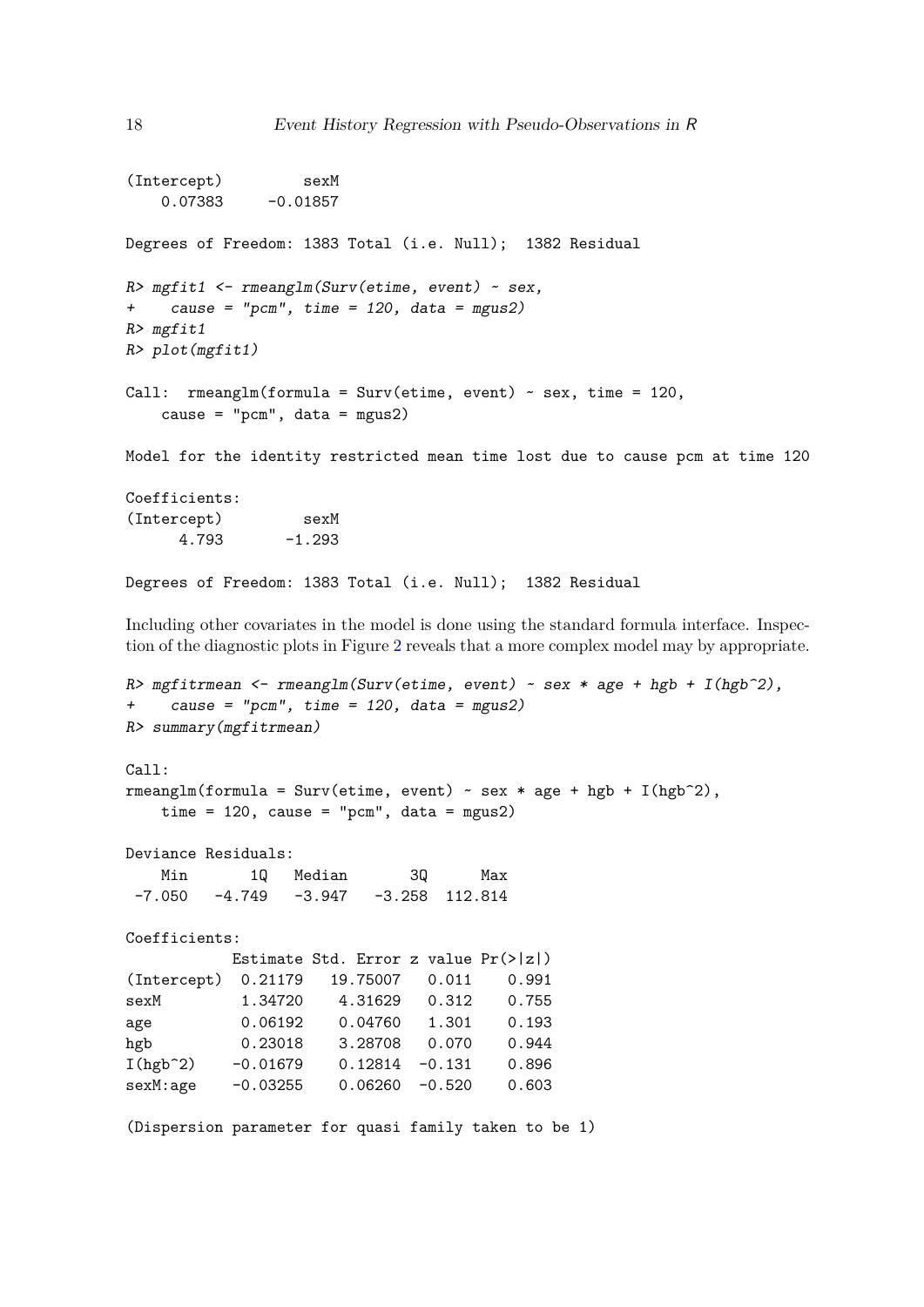```
(Intercept)         sexM
    0.07383     -0.01857

Degrees of Freedom: 1383 Total (i.e. Null);  1382 Residual
```

```
R> mgfit1 <- rmeanglm(Surv(etime, event) ~ sex,
+    cause = "pcm", time = 120, data = mgus2)
R> mgfit1
R> plot(mgfit1)

Call:  rmeanglm(formula = Surv(etime, event) ~ sex, time = 120,
    cause = "pcm", data = mgus2)

Model for the identity restricted mean time lost due to cause pcm at time 120

Coefficients:
(Intercept)         sexM
      4.793       -1.293

Degrees of Freedom: 1383 Total (i.e. Null);  1382 Residual
```

Including other covariates in the model is done using the standard formula interface. Inspection of the diagnostic plots in Figure 2 reveals that a more complex model may by appropriate.

```
R> mgfitrmean <- rmeanglm(Surv(etime, event) ~ sex * age + hgb + I(hgb^2),
+    cause = "pcm", time = 120, data = mgus2)
R> summary(mgfitrmean)

Call:
rmeanglm(formula = Surv(etime, event) ~ sex * age + hgb + I(hgb^2),
    time = 120, cause = "pcm", data = mgus2)

Deviance Residuals:
    Min       1Q   Median       3Q      Max
 -7.050   -4.749   -3.947   -3.258  112.814

Coefficients:
            Estimate Std. Error z value Pr(>|z|)
(Intercept)  0.21179   19.75007   0.011    0.991
sexM         1.34720    4.31629   0.312    0.755
age          0.06192    0.04760   1.301    0.193
hgb          0.23018    3.28708   0.070    0.944
I(hgb^2)    -0.01679    0.12814  -0.131    0.896
sexM:age    -0.03255    0.06260  -0.520    0.603

(Dispersion parameter for quasi family taken to be 1)
```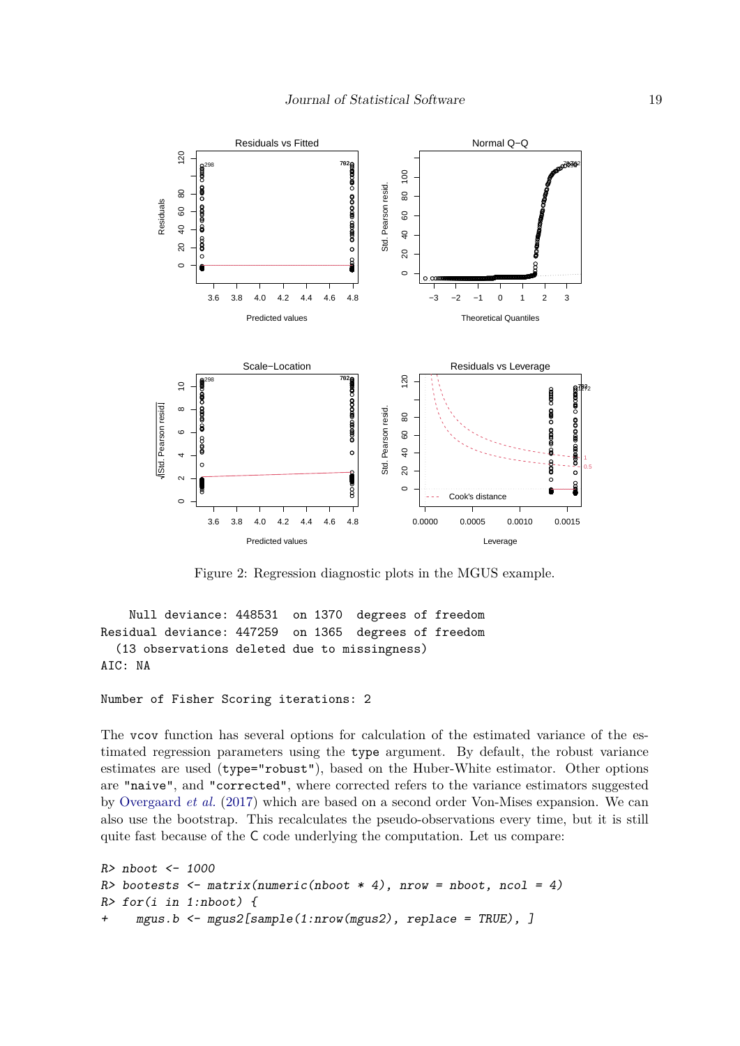Figure 2: Regression diagnostic plots in the MGUS example.

```
    Null deviance: 448531  on 1370  degrees of freedom
Residual deviance: 447259  on 1365  degrees of freedom
  (13 observations deleted due to missingness)
AIC: NA

Number of Fisher Scoring iterations: 2
```

The `vcov` function has several options for calculation of the estimated variance of the estimated regression parameters using the `type` argument. By default, the robust variance estimates are used (`type="robust"`), based on the Huber-White estimator. Other options are `"naive"`, and `"corrected"`, where corrected refers to the variance estimators suggested by Overgaard *et al.* (2017) which are based on a second order Von-Mises expansion. We can also use the bootstrap. This recalculates the pseudo-observations every time, but it is still quite fast because of the C code underlying the computation. Let us compare:

```
R> nboot <- 1000
R> bootests <- matrix(numeric(nboot * 4), nrow = nboot, ncol = 4)
R> for(i in 1:nboot) {
+    mgus.b <- mgus2[sample(1:nrow(mgus2), replace = TRUE), ]
```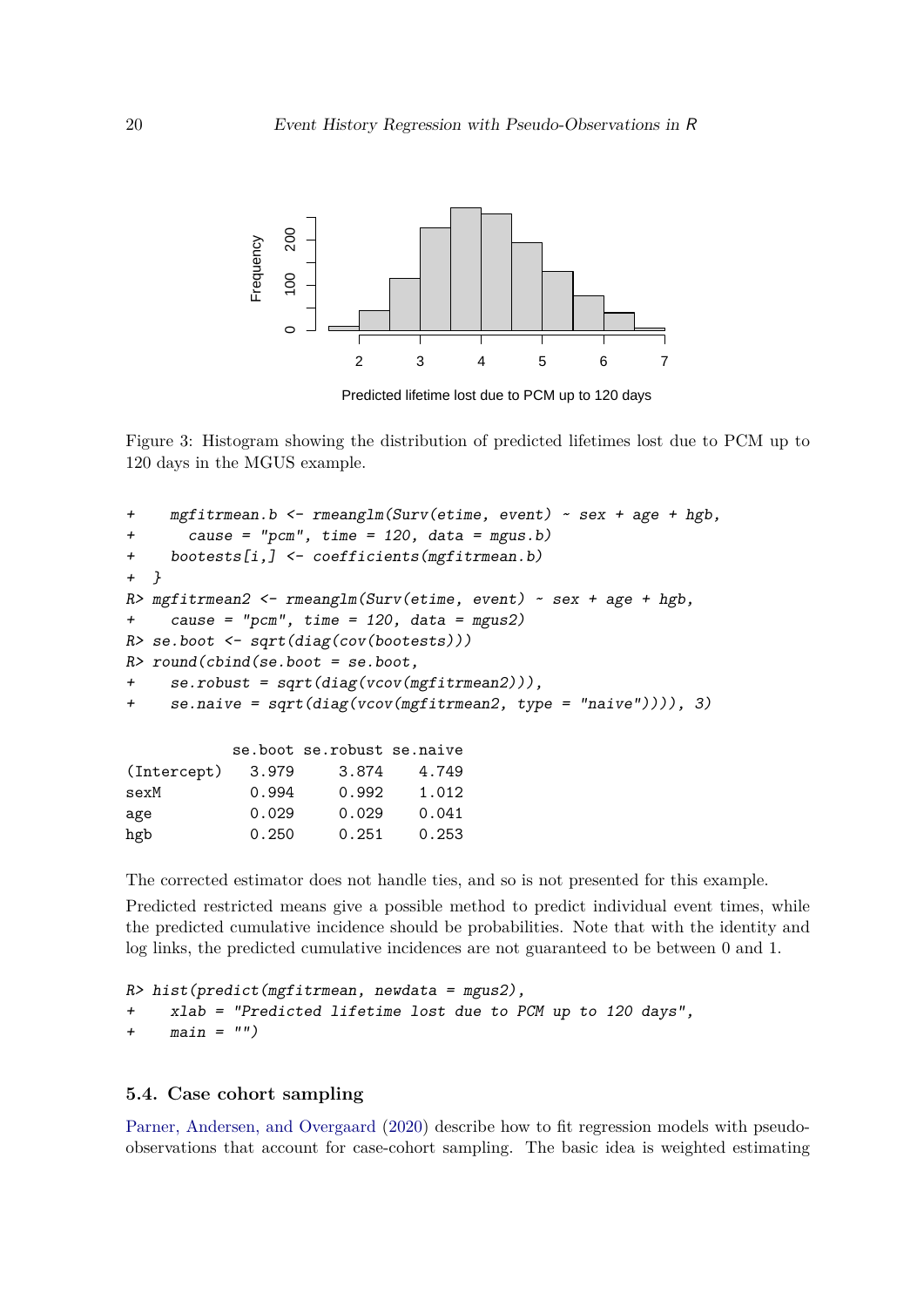Figure 3: Histogram showing the distribution of predicted lifetimes lost due to PCM up to 120 days in the MGUS example.

```
+    mgfitrmean.b <- rmeanglm(Surv(etime, event) ~ sex + age + hgb,
+      cause = "pcm", time = 120, data = mgus.b)
+    bootests[i,] <- coefficients(mgfitrmean.b)
+  }
R> mgfitrmean2 <- rmeanglm(Surv(etime, event) ~ sex + age + hgb,
+    cause = "pcm", time = 120, data = mgus2)
R> se.boot <- sqrt(diag(cov(bootests)))
R> round(cbind(se.boot = se.boot,
+    se.robust = sqrt(diag(vcov(mgfitrmean2))),
+    se.naive = sqrt(diag(vcov(mgfitrmean2, type = "naive")))), 3)
```

```
            se.boot se.robust se.naive
(Intercept)   3.979     3.874    4.749
sexM          0.994     0.992    1.012
age           0.029     0.029    0.041
hgb           0.250     0.251    0.253
```

The corrected estimator does not handle ties, and so is not presented for this example.

Predicted restricted means give a possible method to predict individual event times, while the predicted cumulative incidence should be probabilities. Note that with the identity and log links, the predicted cumulative incidences are not guaranteed to be between 0 and 1.

```
R> hist(predict(mgfitrmean, newdata = mgus2),
+    xlab = "Predicted lifetime lost due to PCM up to 120 days",
+    main = "")
```

### 5.4. Case cohort sampling

Parner, Andersen, and Overgaard (2020) describe how to fit regression models with pseudo-observations that account for case-cohort sampling. The basic idea is weighted estimating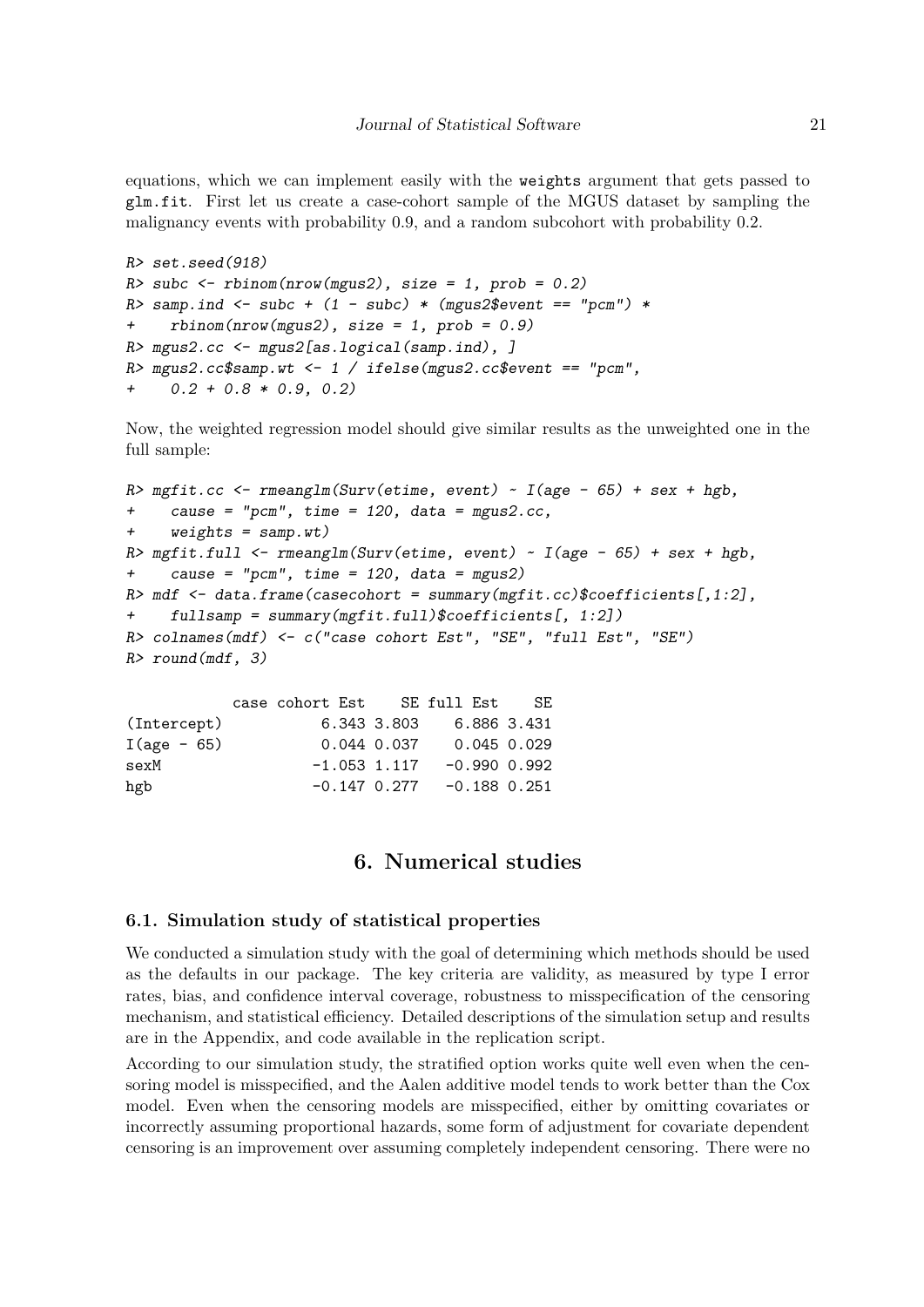equations, which we can implement easily with the `weights` argument that gets passed to `glm.fit`. First let us create a case-cohort sample of the MGUS dataset by sampling the malignancy events with probability 0.9, and a random subcohort with probability 0.2.

```
R> set.seed(918)
R> subc <- rbinom(nrow(mgus2), size = 1, prob = 0.2)
R> samp.ind <- subc + (1 - subc) * (mgus2$event == "pcm") *
+    rbinom(nrow(mgus2), size = 1, prob = 0.9)
R> mgus2.cc <- mgus2[as.logical(samp.ind), ]
R> mgus2.cc$samp.wt <- 1 / ifelse(mgus2.cc$event == "pcm",
+    0.2 + 0.8 * 0.9, 0.2)
```

Now, the weighted regression model should give similar results as the unweighted one in the full sample:

```
R> mgfit.cc <- rmeanglm(Surv(etime, event) ~ I(age - 65) + sex + hgb,
+    cause = "pcm", time = 120, data = mgus2.cc,
+    weights = samp.wt)
R> mgfit.full <- rmeanglm(Surv(etime, event) ~ I(age - 65) + sex + hgb,
+    cause = "pcm", time = 120, data = mgus2)
R> mdf <- data.frame(casecohort = summary(mgfit.cc)$coefficients[,1:2],
+    fullsamp = summary(mgfit.full)$coefficients[, 1:2])
R> colnames(mdf) <- c("case cohort Est", "SE", "full Est", "SE")
R> round(mdf, 3)
```

```
            case cohort Est    SE full Est    SE
(Intercept)           6.343 3.803    6.886 3.431
I(age - 65)           0.044 0.037    0.045 0.029
sexM                 -1.053 1.117   -0.990 0.992
hgb                  -0.147 0.277   -0.188 0.251
```

# 6. Numerical studies

## 6.1. Simulation study of statistical properties

We conducted a simulation study with the goal of determining which methods should be used as the defaults in our package. The key criteria are validity, as measured by type I error rates, bias, and confidence interval coverage, robustness to misspecification of the censoring mechanism, and statistical efficiency. Detailed descriptions of the simulation setup and results are in the Appendix, and code available in the replication script.

According to our simulation study, the stratified option works quite well even when the censoring model is misspecified, and the Aalen additive model tends to work better than the Cox model. Even when the censoring models are misspecified, either by omitting covariates or incorrectly assuming proportional hazards, some form of adjustment for covariate dependent censoring is an improvement over assuming completely independent censoring. There were no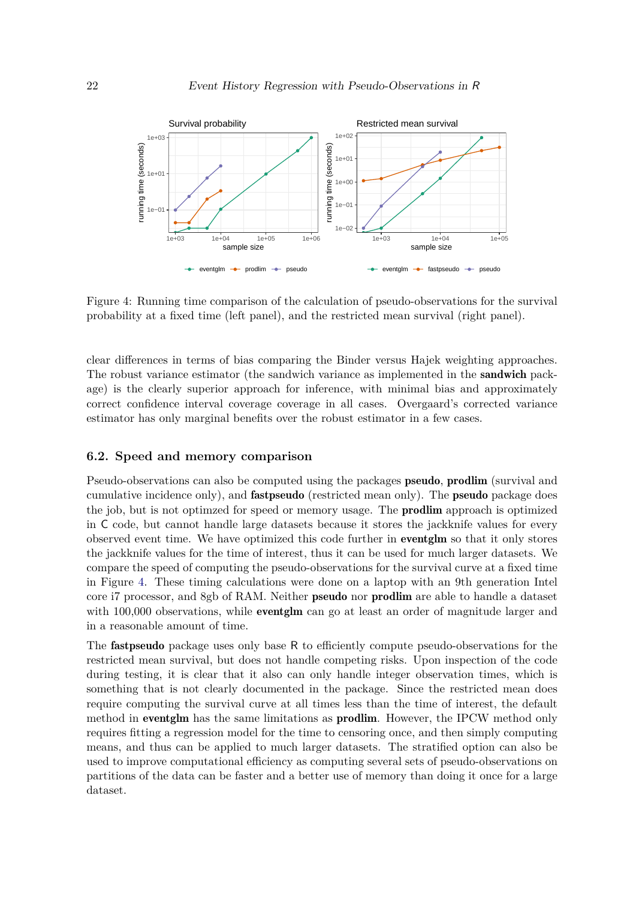Figure 4: Running time comparison of the calculation of pseudo-observations for the survival probability at a fixed time (left panel), and the restricted mean survival (right panel).

clear differences in terms of bias comparing the Binder versus Hajek weighting approaches. The robust variance estimator (the sandwich variance as implemented in the **sandwich** package) is the clearly superior approach for inference, with minimal bias and approximately correct confidence interval coverage coverage in all cases. Overgaard's corrected variance estimator has only marginal benefits over the robust estimator in a few cases.

## 6.2. Speed and memory comparison

Pseudo-observations can also be computed using the packages **pseudo**, **prodlim** (survival and cumulative incidence only), and **fastpseudo** (restricted mean only). The **pseudo** package does the job, but is not optimzed for speed or memory usage. The **prodlim** approach is optimized in C code, but cannot handle large datasets because it stores the jackknife values for every observed event time. We have optimized this code further in **eventglm** so that it only stores the jackknife values for the time of interest, thus it can be used for much larger datasets. We compare the speed of computing the pseudo-observations for the survival curve at a fixed time in Figure 4. These timing calculations were done on a laptop with an 9th generation Intel core i7 processor, and 8gb of RAM. Neither **pseudo** nor **prodlim** are able to handle a dataset with 100,000 observations, while **eventglm** can go at least an order of magnitude larger and in a reasonable amount of time.

The **fastpseudo** package uses only base R to efficiently compute pseudo-observations for the restricted mean survival, but does not handle competing risks. Upon inspection of the code during testing, it is clear that it also can only handle integer observation times, which is something that is not clearly documented in the package. Since the restricted mean does require computing the survival curve at all times less than the time of interest, the default method in **eventglm** has the same limitations as **prodlim**. However, the IPCW method only requires fitting a regression model for the time to censoring once, and then simply computing means, and thus can be applied to much larger datasets. The stratified option can also be used to improve computational efficiency as computing several sets of pseudo-observations on partitions of the data can be faster and a better use of memory than doing it once for a large dataset.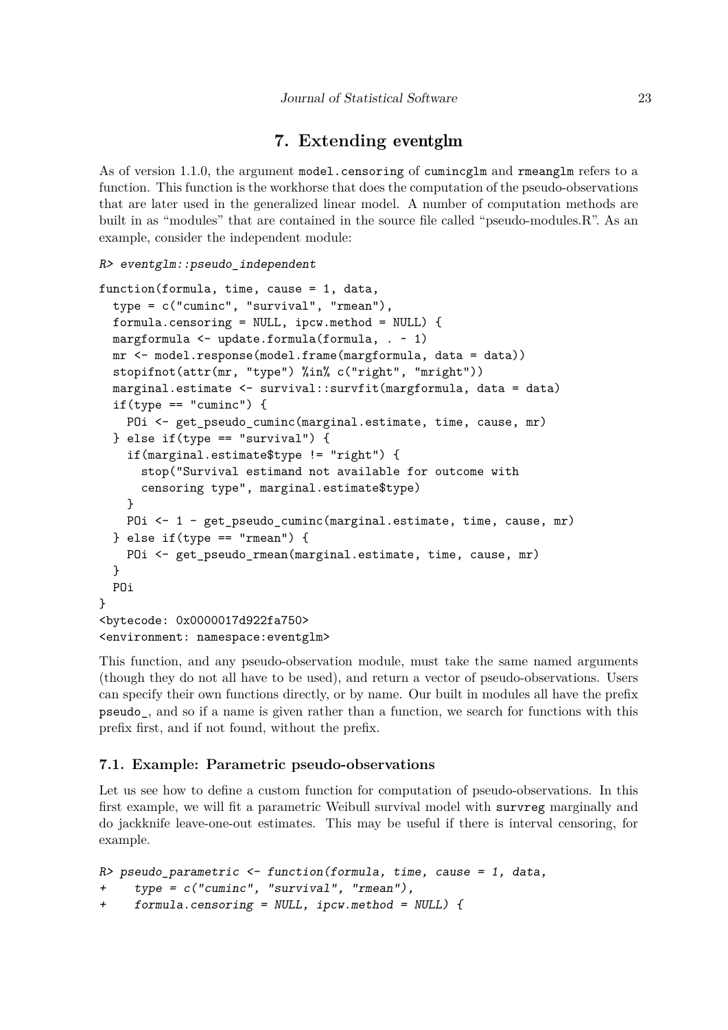# 7. Extending eventglm

As of version 1.1.0, the argument `model.censoring` of `cumincglm` and `rmeanglm` refers to a function. This function is the workhorse that does the computation of the pseudo-observations that are later used in the generalized linear model. A number of computation methods are built in as "modules" that are contained in the source file called "pseudo-modules.R". As an example, consider the independent module:

```
R> eventglm::pseudo_independent
```

```
function(formula, time, cause = 1, data,
  type = c("cuminc", "survival", "rmean"),
  formula.censoring = NULL, ipcw.method = NULL) {
  margformula <- update.formula(formula, . ~ 1)
  mr <- model.response(model.frame(margformula, data = data))
  stopifnot(attr(mr, "type") %in% c("right", "mright"))
  marginal.estimate <- survival::survfit(margformula, data = data)
  if(type == "cuminc") {
    POi <- get_pseudo_cuminc(marginal.estimate, time, cause, mr)
  } else if(type == "survival") {
    if(marginal.estimate$type != "right") {
      stop("Survival estimand not available for outcome with
      censoring type", marginal.estimate$type)
    }
    POi <- 1 - get_pseudo_cuminc(marginal.estimate, time, cause, mr)
  } else if(type == "rmean") {
    POi <- get_pseudo_rmean(marginal.estimate, time, cause, mr)
  }
  POi
}
<bytecode: 0x0000017d922fa750>
<environment: namespace:eventglm>
```

This function, and any pseudo-observation module, must take the same named arguments (though they do not all have to be used), and return a vector of pseudo-observations. Users can specify their own functions directly, or by name. Our built in modules all have the prefix `pseudo_`, and so if a name is given rather than a function, we search for functions with this prefix first, and if not found, without the prefix.

### 7.1. Example: Parametric pseudo-observations

Let us see how to define a custom function for computation of pseudo-observations. In this first example, we will fit a parametric Weibull survival model with `survreg` marginally and do jackknife leave-one-out estimates. This may be useful if there is interval censoring, for example.

```
R> pseudo_parametric <- function(formula, time, cause = 1, data,
+    type = c("cuminc", "survival", "rmean"),
+    formula.censoring = NULL, ipcw.method = NULL) {
```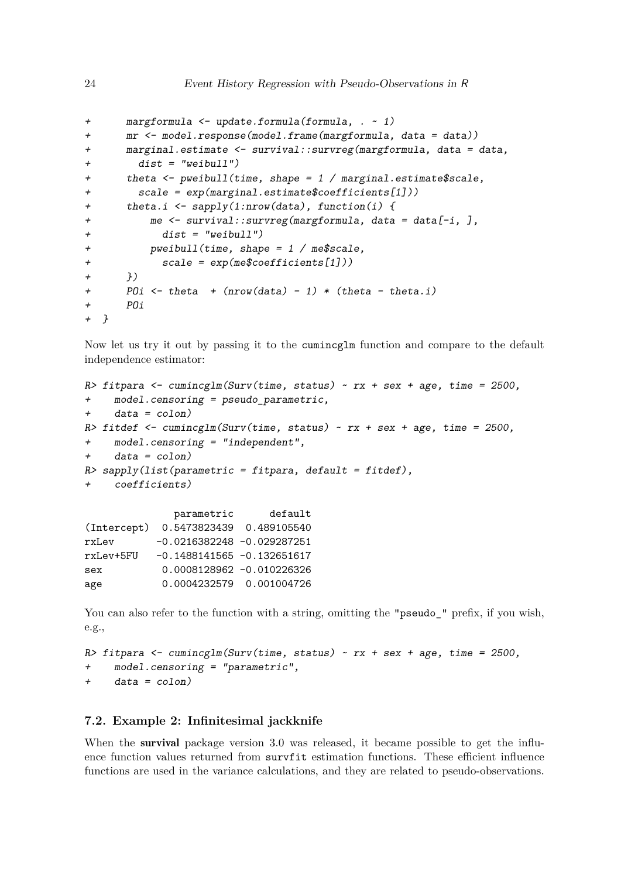```
+      margformula <- update.formula(formula, . ~ 1)
+      mr <- model.response(model.frame(margformula, data = data))
+      marginal.estimate <- survival::survreg(margformula, data = data,
+        dist = "weibull")
+      theta <- pweibull(time, shape = 1 / marginal.estimate$scale,
+        scale = exp(marginal.estimate$coefficients[1]))
+      theta.i <- sapply(1:nrow(data), function(i) {
+          me <- survival::survreg(margformula, data = data[-i, ],
+            dist = "weibull")
+          pweibull(time, shape = 1 / me$scale,
+            scale = exp(me$coefficients[1]))
+      })
+      POi <- theta  + (nrow(data) - 1) * (theta - theta.i)
+      POi
+  }
```

Now let us try it out by passing it to the `cumincglm` function and compare to the default independence estimator:

```
R> fitpara <- cumincglm(Surv(time, status) ~ rx + sex + age, time = 2500,
+    model.censoring = pseudo_parametric,
+    data = colon)
R> fitdef <- cumincglm(Surv(time, status) ~ rx + sex + age, time = 2500,
+    model.censoring = "independent",
+    data = colon)
R> sapply(list(parametric = fitpara, default = fitdef),
+    coefficients)

               parametric      default
(Intercept)  0.5473823439  0.489105540
rxLev       -0.0216382248 -0.029287251
rxLev+5FU   -0.1488141565 -0.132651617
sex          0.0008128962 -0.010226326
age          0.0004232579  0.001004726
```

You can also refer to the function with a string, omitting the `"pseudo_"` prefix, if you wish, e.g.,

```
R> fitpara <- cumincglm(Surv(time, status) ~ rx + sex + age, time = 2500,
+    model.censoring = "parametric",
+    data = colon)
```

### 7.2. Example 2: Infinitesimal jackknife

When the **survival** package version 3.0 was released, it became possible to get the influence function values returned from `survfit` estimation functions. These efficient influence functions are used in the variance calculations, and they are related to pseudo-observations.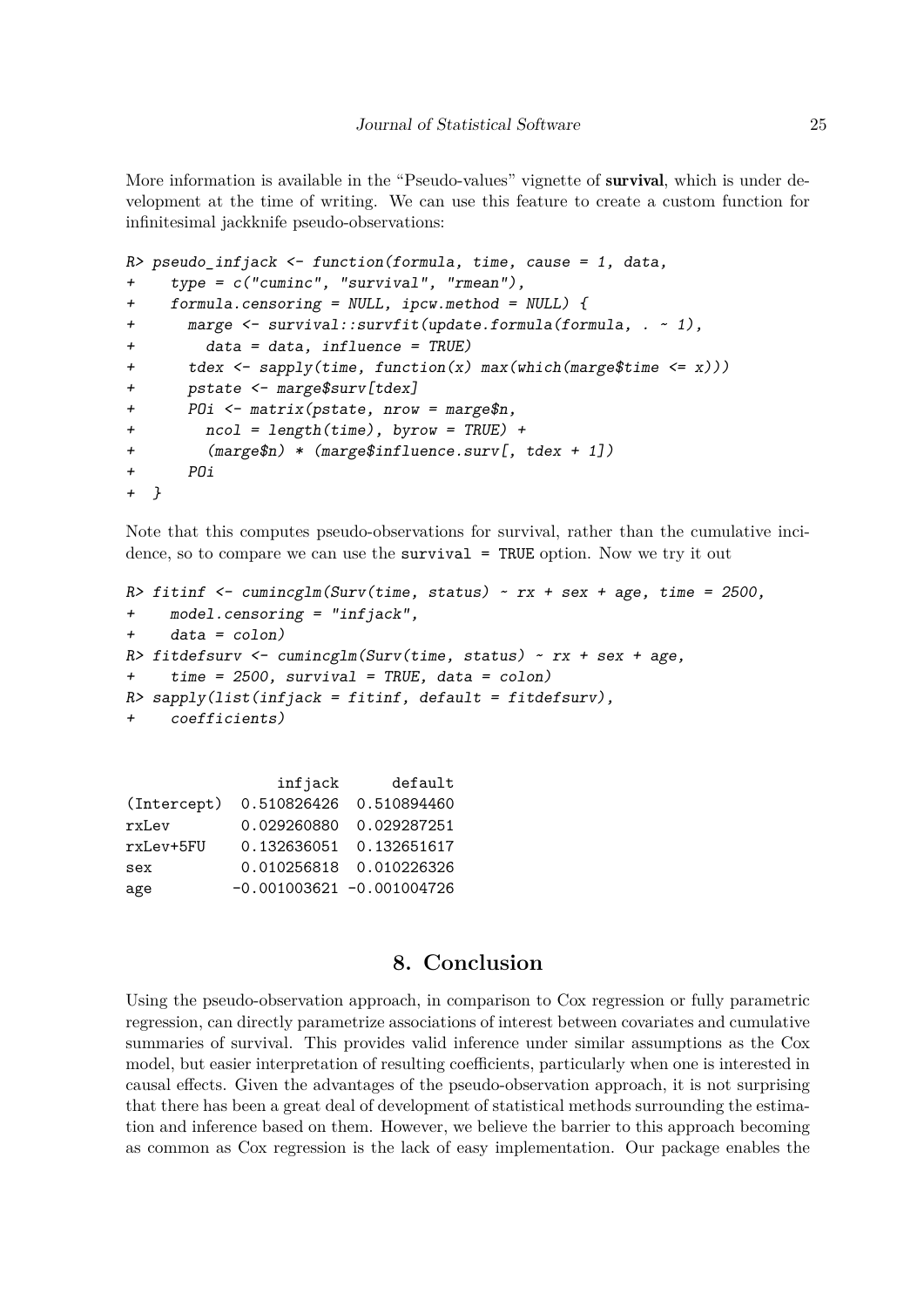More information is available in the "Pseudo-values" vignette of **survival**, which is under development at the time of writing. We can use this feature to create a custom function for infinitesimal jackknife pseudo-observations:

```
R> pseudo_infjack <- function(formula, time, cause = 1, data,
+    type = c("cuminc", "survival", "rmean"),
+    formula.censoring = NULL, ipcw.method = NULL) {
+      marge <- survival::survfit(update.formula(formula, . ~ 1),
+        data = data, influence = TRUE)
+      tdex <- sapply(time, function(x) max(which(marge$time <= x)))
+      pstate <- marge$surv[tdex]
+      POi <- matrix(pstate, nrow = marge$n,
+        ncol = length(time), byrow = TRUE) +
+        (marge$n) * (marge$influence.surv[, tdex + 1])
+      POi
+ }
```

Note that this computes pseudo-observations for survival, rather than the cumulative incidence, so to compare we can use the `survival = TRUE` option. Now we try it out

```
R> fitinf <- cumincglm(Surv(time, status) ~ rx + sex + age, time = 2500,
+    model.censoring = "infjack",
+    data = colon)
R> fitdefsurv <- cumincglm(Surv(time, status) ~ rx + sex + age,
+    time = 2500, survival = TRUE, data = colon)
R> sapply(list(infjack = fitinf, default = fitdefsurv),
+    coefficients)
```

```
                 infjack      default
(Intercept)  0.510826426  0.510894460
rxLev        0.029260880  0.029287251
rxLev+5FU    0.132636051  0.132651617
sex          0.010256818  0.010226326
age         -0.001003621 -0.001004726
```

# 8. Conclusion

Using the pseudo-observation approach, in comparison to Cox regression or fully parametric regression, can directly parametrize associations of interest between covariates and cumulative summaries of survival. This provides valid inference under similar assumptions as the Cox model, but easier interpretation of resulting coefficients, particularly when one is interested in causal effects. Given the advantages of the pseudo-observation approach, it is not surprising that there has been a great deal of development of statistical methods surrounding the estimation and inference based on them. However, we believe the barrier to this approach becoming as common as Cox regression is the lack of easy implementation. Our package enables the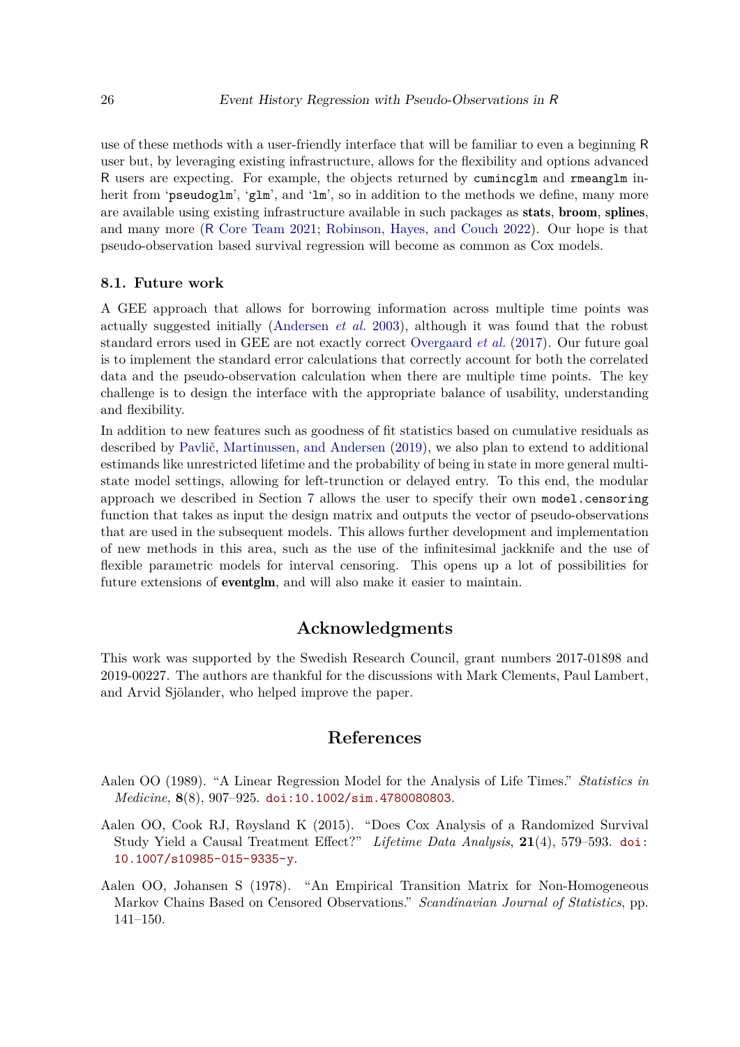use of these methods with a user-friendly interface that will be familiar to even a beginning R user but, by leveraging existing infrastructure, allows for the flexibility and options advanced R users are expecting. For example, the objects returned by `cumincglm` and `rmeanglm` inherit from '`pseudoglm`', '`glm`', and '`lm`', so in addition to the methods we define, many more are available using existing infrastructure available in such packages as **stats**, **broom**, **splines**, and many more (R Core Team 2021; Robinson, Hayes, and Couch 2022). Our hope is that pseudo-observation based survival regression will become as common as Cox models.

### 8.1. Future work

A GEE approach that allows for borrowing information across multiple time points was actually suggested initially (Andersen *et al.* 2003), although it was found that the robust standard errors used in GEE are not exactly correct Overgaard *et al.* (2017). Our future goal is to implement the standard error calculations that correctly account for both the correlated data and the pseudo-observation calculation when there are multiple time points. The key challenge is to design the interface with the appropriate balance of usability, understanding and flexibility.

In addition to new features such as goodness of fit statistics based on cumulative residuals as described by Pavlič, Martinussen, and Andersen (2019), we also plan to extend to additional estimands like unrestricted lifetime and the probability of being in state in more general multi-state model settings, allowing for left-truncation or delayed entry. To this end, the modular approach we described in Section 7 allows the user to specify their own `model.censoring` function that takes as input the design matrix and outputs the vector of pseudo-observations that are used in the subsequent models. This allows further development and implementation of new methods in this area, such as the use of the infinitesimal jackknife and the use of flexible parametric models for interval censoring. This opens up a lot of possibilities for future extensions of **eventglm**, and will also make it easier to maintain.

## Acknowledgments

This work was supported by the Swedish Research Council, grant numbers 2017-01898 and 2019-00227. The authors are thankful for the discussions with Mark Clements, Paul Lambert, and Arvid Sjölander, who helped improve the paper.

## References

Aalen OO (1989). "A Linear Regression Model for the Analysis of Life Times." *Statistics in Medicine*, **8**(8), 907–925. doi:10.1002/sim.4780080803.

Aalen OO, Cook RJ, Røysland K (2015). "Does Cox Analysis of a Randomized Survival Study Yield a Causal Treatment Effect?" *Lifetime Data Analysis*, **21**(4), 579–593. doi:10.1007/s10985-015-9335-y.

Aalen OO, Johansen S (1978). "An Empirical Transition Matrix for Non-Homogeneous Markov Chains Based on Censored Observations." *Scandinavian Journal of Statistics*, pp. 141–150.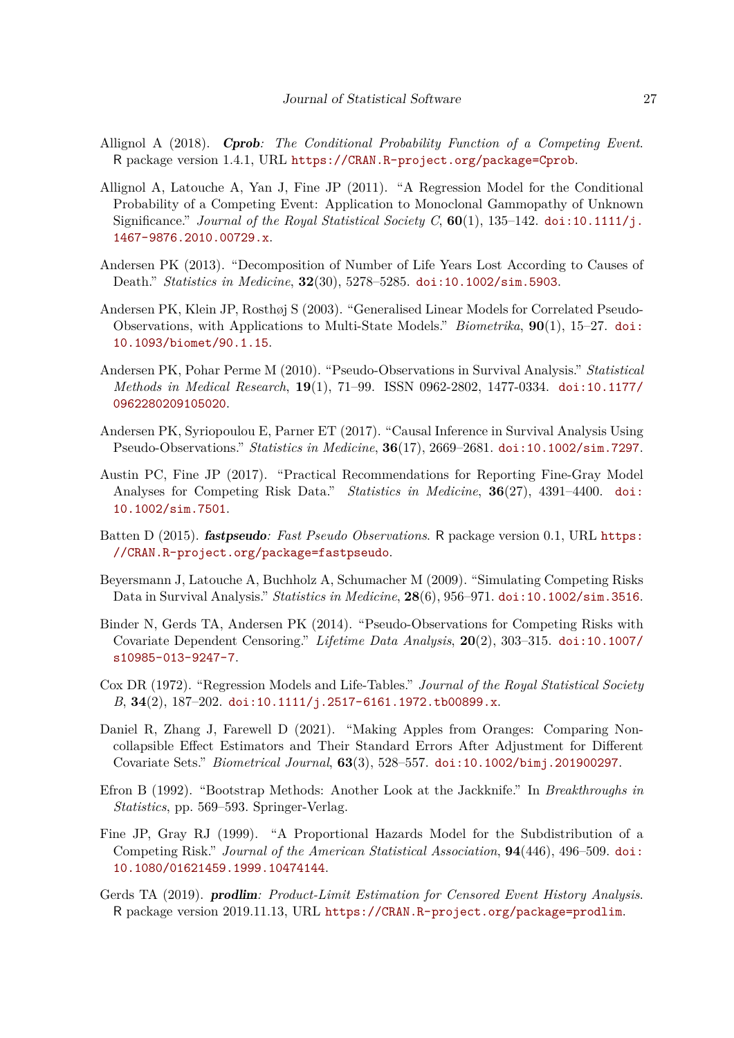Allignol A (2018). ***Cprob**: The Conditional Probability Function of a Competing Event*. R package version 1.4.1, URL https://CRAN.R-project.org/package=Cprob.

Allignol A, Latouche A, Yan J, Fine JP (2011). "A Regression Model for the Conditional Probability of a Competing Event: Application to Monoclonal Gammopathy of Unknown Significance." *Journal of the Royal Statistical Society C*, **60**(1), 135–142. doi:10.1111/j.1467-9876.2010.00729.x.

Andersen PK (2013). "Decomposition of Number of Life Years Lost According to Causes of Death." *Statistics in Medicine*, **32**(30), 5278–5285. doi:10.1002/sim.5903.

Andersen PK, Klein JP, Rosthøj S (2003). "Generalised Linear Models for Correlated Pseudo-Observations, with Applications to Multi-State Models." *Biometrika*, **90**(1), 15–27. doi:10.1093/biomet/90.1.15.

Andersen PK, Pohar Perme M (2010). "Pseudo-Observations in Survival Analysis." *Statistical Methods in Medical Research*, **19**(1), 71–99. ISSN 0962-2802, 1477-0334. doi:10.1177/0962280209105020.

Andersen PK, Syriopoulou E, Parner ET (2017). "Causal Inference in Survival Analysis Using Pseudo-Observations." *Statistics in Medicine*, **36**(17), 2669–2681. doi:10.1002/sim.7297.

Austin PC, Fine JP (2017). "Practical Recommendations for Reporting Fine-Gray Model Analyses for Competing Risk Data." *Statistics in Medicine*, **36**(27), 4391–4400. doi:10.1002/sim.7501.

Batten D (2015). ***fastpseudo**: Fast Pseudo Observations*. R package version 0.1, URL https://CRAN.R-project.org/package=fastpseudo.

Beyersmann J, Latouche A, Buchholz A, Schumacher M (2009). "Simulating Competing Risks Data in Survival Analysis." *Statistics in Medicine*, **28**(6), 956–971. doi:10.1002/sim.3516.

Binder N, Gerds TA, Andersen PK (2014). "Pseudo-Observations for Competing Risks with Covariate Dependent Censoring." *Lifetime Data Analysis*, **20**(2), 303–315. doi:10.1007/s10985-013-9247-7.

Cox DR (1972). "Regression Models and Life-Tables." *Journal of the Royal Statistical Society B*, **34**(2), 187–202. doi:10.1111/j.2517-6161.1972.tb00899.x.

Daniel R, Zhang J, Farewell D (2021). "Making Apples from Oranges: Comparing Non-collapsible Effect Estimators and Their Standard Errors After Adjustment for Different Covariate Sets." *Biometrical Journal*, **63**(3), 528–557. doi:10.1002/bimj.201900297.

Efron B (1992). "Bootstrap Methods: Another Look at the Jackknife." In *Breakthroughs in Statistics*, pp. 569–593. Springer-Verlag.

Fine JP, Gray RJ (1999). "A Proportional Hazards Model for the Subdistribution of a Competing Risk." *Journal of the American Statistical Association*, **94**(446), 496–509. doi:10.1080/01621459.1999.10474144.

Gerds TA (2019). ***prodlim**: Product-Limit Estimation for Censored Event History Analysis*. R package version 2019.11.13, URL https://CRAN.R-project.org/package=prodlim.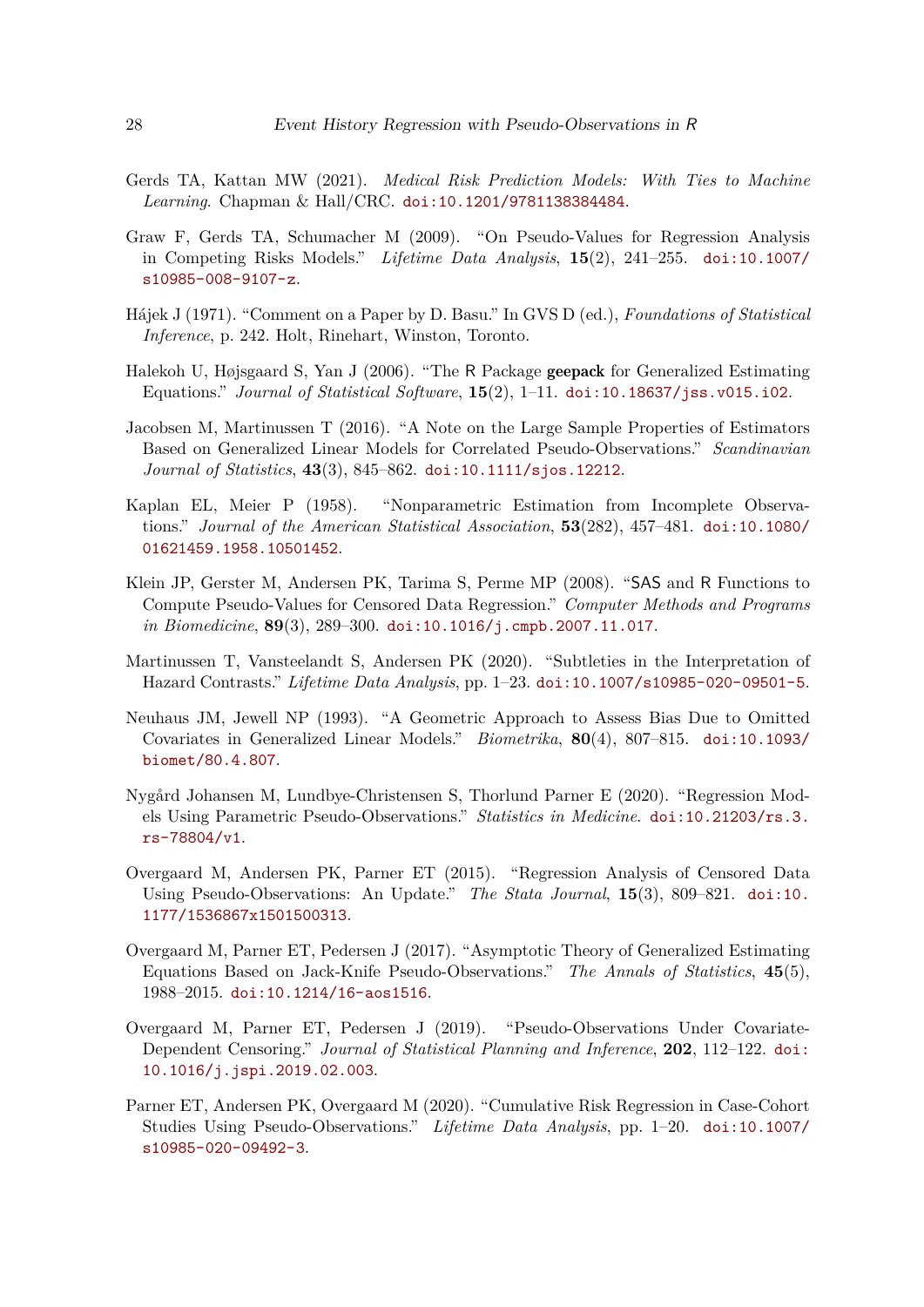Gerds TA, Kattan MW (2021). *Medical Risk Prediction Models: With Ties to Machine Learning*. Chapman & Hall/CRC. doi:10.1201/9781138384484.

Graw F, Gerds TA, Schumacher M (2009). "On Pseudo-Values for Regression Analysis in Competing Risks Models." *Lifetime Data Analysis*, **15**(2), 241–255. doi:10.1007/s10985-008-9107-z.

Hájek J (1971). "Comment on a Paper by D. Basu." In GVS D (ed.), *Foundations of Statistical Inference*, p. 242. Holt, Rinehart, Winston, Toronto.

Halekoh U, Højsgaard S, Yan J (2006). "The R Package **geepack** for Generalized Estimating Equations." *Journal of Statistical Software*, **15**(2), 1–11. doi:10.18637/jss.v015.i02.

Jacobsen M, Martinussen T (2016). "A Note on the Large Sample Properties of Estimators Based on Generalized Linear Models for Correlated Pseudo-Observations." *Scandinavian Journal of Statistics*, **43**(3), 845–862. doi:10.1111/sjos.12212.

Kaplan EL, Meier P (1958). "Nonparametric Estimation from Incomplete Observations." *Journal of the American Statistical Association*, **53**(282), 457–481. doi:10.1080/01621459.1958.10501452.

Klein JP, Gerster M, Andersen PK, Tarima S, Perme MP (2008). "SAS and R Functions to Compute Pseudo-Values for Censored Data Regression." *Computer Methods and Programs in Biomedicine*, **89**(3), 289–300. doi:10.1016/j.cmpb.2007.11.017.

Martinussen T, Vansteelandt S, Andersen PK (2020). "Subtleties in the Interpretation of Hazard Contrasts." *Lifetime Data Analysis*, pp. 1–23. doi:10.1007/s10985-020-09501-5.

Neuhaus JM, Jewell NP (1993). "A Geometric Approach to Assess Bias Due to Omitted Covariates in Generalized Linear Models." *Biometrika*, **80**(4), 807–815. doi:10.1093/biomet/80.4.807.

Nygård Johansen M, Lundbye-Christensen S, Thorlund Parner E (2020). "Regression Models Using Parametric Pseudo-Observations." *Statistics in Medicine*. doi:10.21203/rs.3.rs-78804/v1.

Overgaard M, Andersen PK, Parner ET (2015). "Regression Analysis of Censored Data Using Pseudo-Observations: An Update." *The Stata Journal*, **15**(3), 809–821. doi:10.1177/1536867x1501500313.

Overgaard M, Parner ET, Pedersen J (2017). "Asymptotic Theory of Generalized Estimating Equations Based on Jack-Knife Pseudo-Observations." *The Annals of Statistics*, **45**(5), 1988–2015. doi:10.1214/16-aos1516.

Overgaard M, Parner ET, Pedersen J (2019). "Pseudo-Observations Under Covariate-Dependent Censoring." *Journal of Statistical Planning and Inference*, **202**, 112–122. doi:10.1016/j.jspi.2019.02.003.

Parner ET, Andersen PK, Overgaard M (2020). "Cumulative Risk Regression in Case-Cohort Studies Using Pseudo-Observations." *Lifetime Data Analysis*, pp. 1–20. doi:10.1007/s10985-020-09492-3.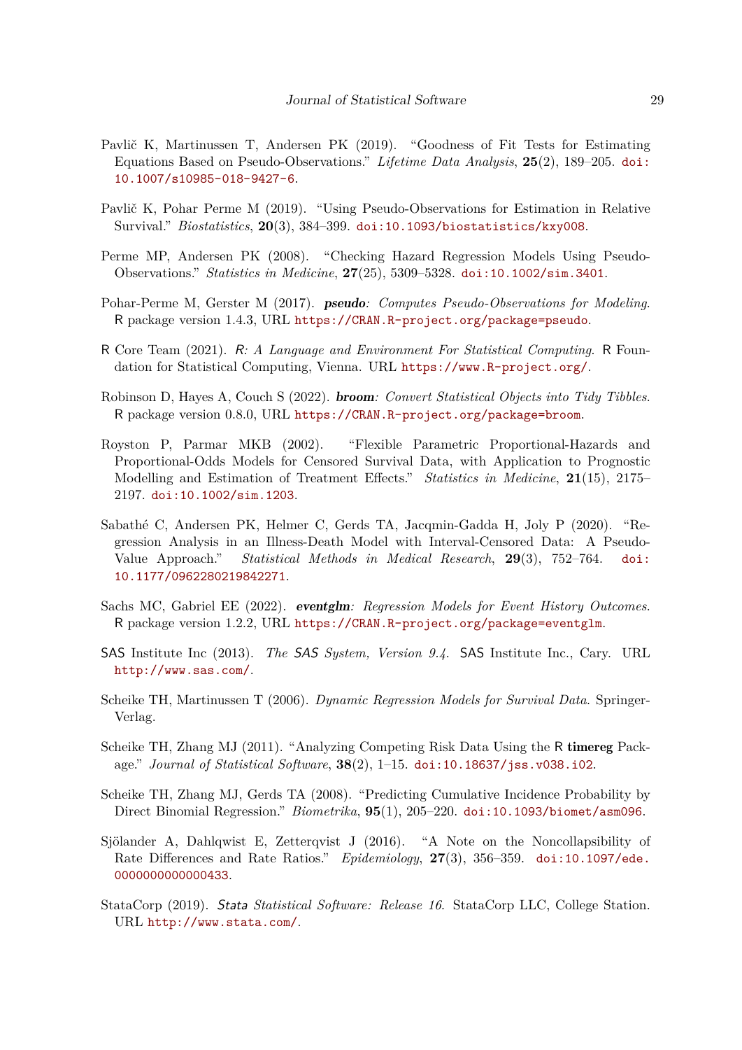Pavlič K, Martinussen T, Andersen PK (2019). "Goodness of Fit Tests for Estimating Equations Based on Pseudo-Observations." *Lifetime Data Analysis*, **25**(2), 189–205. doi:10.1007/s10985-018-9427-6.

Pavlič K, Pohar Perme M (2019). "Using Pseudo-Observations for Estimation in Relative Survival." *Biostatistics*, **20**(3), 384–399. doi:10.1093/biostatistics/kxy008.

Perme MP, Andersen PK (2008). "Checking Hazard Regression Models Using Pseudo-Observations." *Statistics in Medicine*, **27**(25), 5309–5328. doi:10.1002/sim.3401.

Pohar-Perme M, Gerster M (2017). ***pseudo**: Computes Pseudo-Observations for Modeling*. R package version 1.4.3, URL https://CRAN.R-project.org/package=pseudo.

R Core Team (2021). *R: A Language and Environment For Statistical Computing*. R Foundation for Statistical Computing, Vienna. URL https://www.R-project.org/.

Robinson D, Hayes A, Couch S (2022). ***broom**: Convert Statistical Objects into Tidy Tibbles*. R package version 0.8.0, URL https://CRAN.R-project.org/package=broom.

Royston P, Parmar MKB (2002). "Flexible Parametric Proportional-Hazards and Proportional-Odds Models for Censored Survival Data, with Application to Prognostic Modelling and Estimation of Treatment Effects." *Statistics in Medicine*, **21**(15), 2175–2197. doi:10.1002/sim.1203.

Sabathé C, Andersen PK, Helmer C, Gerds TA, Jacqmin-Gadda H, Joly P (2020). "Regression Analysis in an Illness-Death Model with Interval-Censored Data: A Pseudo-Value Approach." *Statistical Methods in Medical Research*, **29**(3), 752–764. doi:10.1177/0962280219842271.

Sachs MC, Gabriel EE (2022). ***eventglm**: Regression Models for Event History Outcomes*. R package version 1.2.2, URL https://CRAN.R-project.org/package=eventglm.

SAS Institute Inc (2013). *The SAS System, Version 9.4*. SAS Institute Inc., Cary. URL http://www.sas.com/.

Scheike TH, Martinussen T (2006). *Dynamic Regression Models for Survival Data*. Springer-Verlag.

Scheike TH, Zhang MJ (2011). "Analyzing Competing Risk Data Using the R **timereg** Package." *Journal of Statistical Software*, **38**(2), 1–15. doi:10.18637/jss.v038.i02.

Scheike TH, Zhang MJ, Gerds TA (2008). "Predicting Cumulative Incidence Probability by Direct Binomial Regression." *Biometrika*, **95**(1), 205–220. doi:10.1093/biomet/asm096.

Sjölander A, Dahlqwist E, Zetterqvist J (2016). "A Note on the Noncollapsibility of Rate Differences and Rate Ratios." *Epidemiology*, **27**(3), 356–359. doi:10.1097/ede.0000000000000433.

StataCorp (2019). *Stata Statistical Software: Release 16*. StataCorp LLC, College Station. URL http://www.stata.com/.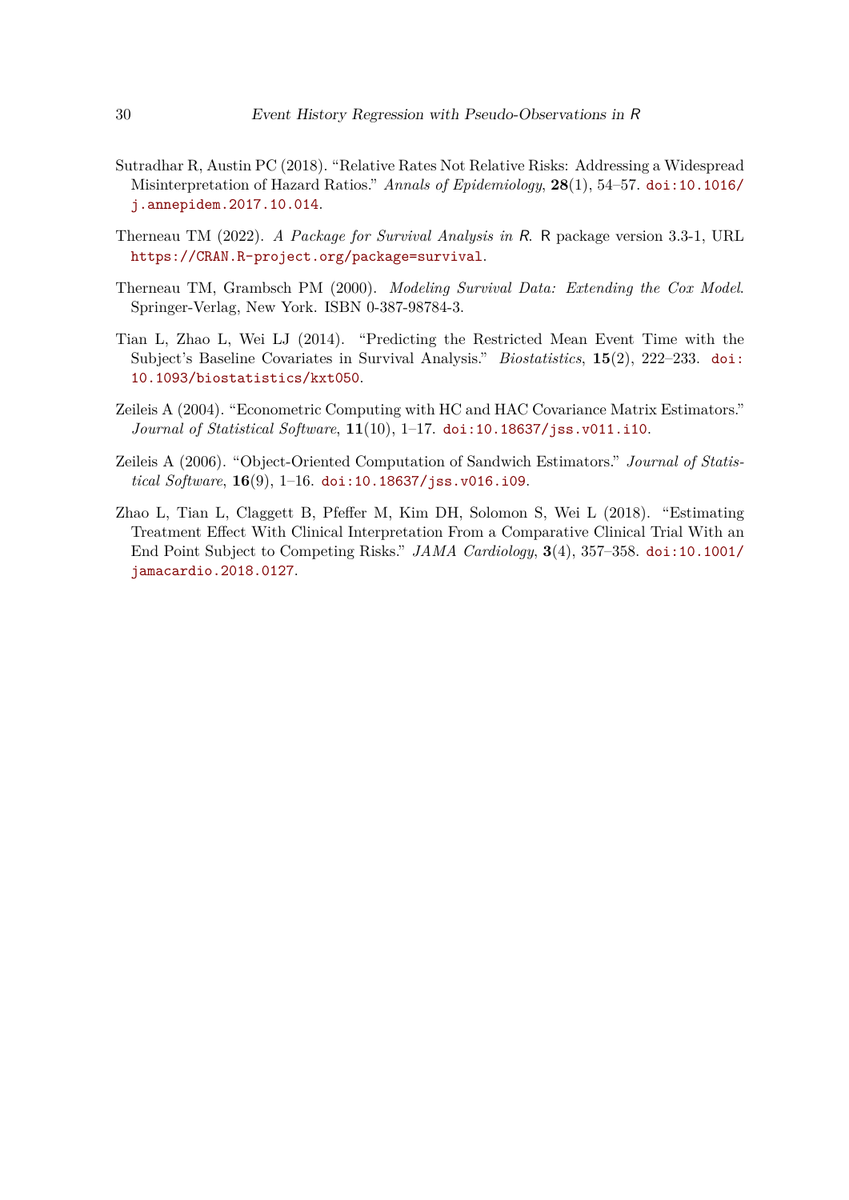Sutradhar R, Austin PC (2018). "Relative Rates Not Relative Risks: Addressing a Widespread Misinterpretation of Hazard Ratios." *Annals of Epidemiology*, **28**(1), 54–57. doi:10.1016/j.annepidem.2017.10.014.

Therneau TM (2022). *A Package for Survival Analysis in R*. R package version 3.3-1, URL https://CRAN.R-project.org/package=survival.

Therneau TM, Grambsch PM (2000). *Modeling Survival Data: Extending the Cox Model*. Springer-Verlag, New York. ISBN 0-387-98784-3.

Tian L, Zhao L, Wei LJ (2014). "Predicting the Restricted Mean Event Time with the Subject's Baseline Covariates in Survival Analysis." *Biostatistics*, **15**(2), 222–233. doi:10.1093/biostatistics/kxt050.

Zeileis A (2004). "Econometric Computing with HC and HAC Covariance Matrix Estimators." *Journal of Statistical Software*, **11**(10), 1–17. doi:10.18637/jss.v011.i10.

Zeileis A (2006). "Object-Oriented Computation of Sandwich Estimators." *Journal of Statistical Software*, **16**(9), 1–16. doi:10.18637/jss.v016.i09.

Zhao L, Tian L, Claggett B, Pfeffer M, Kim DH, Solomon S, Wei L (2018). "Estimating Treatment Effect With Clinical Interpretation From a Comparative Clinical Trial With an End Point Subject to Competing Risks." *JAMA Cardiology*, **3**(4), 357–358. doi:10.1001/jamacardio.2018.0127.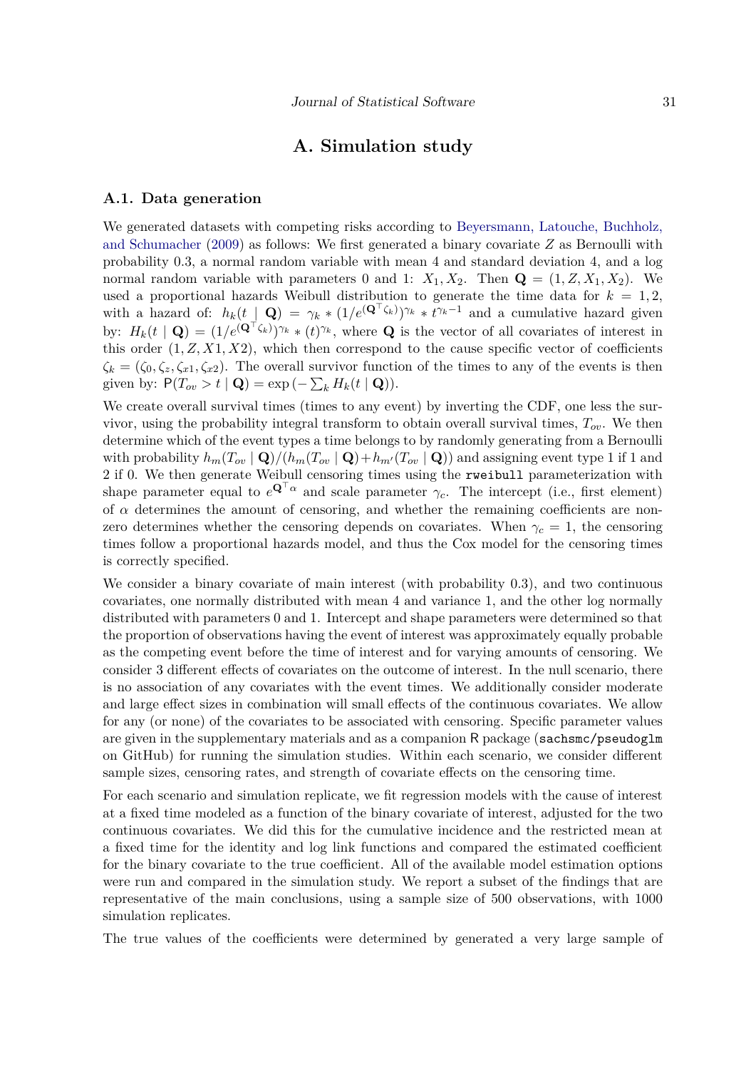# A. Simulation study

## A.1. Data generation

We generated datasets with competing risks according to Beyersmann, Latouche, Buchholz, and Schumacher (2009) as follows: We first generated a binary covariate $Z$ as Bernoulli with probability 0.3, a normal random variable with mean 4 and standard deviation 4, and a log normal random variable with parameters 0 and 1: $X_1, X_2$. Then $\mathbf{Q} = (1, Z, X_1, X_2)$. We used a proportional hazards Weibull distribution to generate the time data for $k = 1, 2$, with a hazard of: $h_k(t \mid \mathbf{Q}) = \gamma_k * (1/e^{(\mathbf{Q}^\top \zeta_k)})^{\gamma_k} * t^{\gamma_k - 1}$ and a cumulative hazard given by: $H_k(t \mid \mathbf{Q}) = (1/e^{(\mathbf{Q}^\top \zeta_k)})^{\gamma_k} * (t)^{\gamma_k}$, where $\mathbf{Q}$ is the vector of all covariates of interest in this order $(1, Z, X1, X2)$, which then correspond to the cause specific vector of coefficients $\zeta_k = (\zeta_0, \zeta_z, \zeta_{x1}, \zeta_{x2})$. The overall survivor function of the times to any of the events is then given by: $\mathsf{P}(T_{ov} > t \mid \mathbf{Q}) = \exp\left(-\sum_k H_k(t \mid \mathbf{Q})\right)$.

We create overall survival times (times to any event) by inverting the CDF, one less the survivor, using the probability integral transform to obtain overall survival times, $T_{ov}$. We then determine which of the event types a time belongs to by randomly generating from a Bernoulli with probability $h_m(T_{ov} \mid \mathbf{Q})/(h_m(T_{ov} \mid \mathbf{Q}) + h_{m'}(T_{ov} \mid \mathbf{Q}))$ and assigning event type 1 if 1 and 2 if 0. We then generate Weibull censoring times using the `rweibull` parameterization with shape parameter equal to $e^{\mathbf{Q}^\top \alpha}$ and scale parameter $\gamma_c$. The intercept (i.e., first element) of $\alpha$ determines the amount of censoring, and whether the remaining coefficients are non-zero determines whether the censoring depends on covariates. When $\gamma_c = 1$, the censoring times follow a proportional hazards model, and thus the Cox model for the censoring times is correctly specified.

We consider a binary covariate of main interest (with probability 0.3), and two continuous covariates, one normally distributed with mean 4 and variance 1, and the other log normally distributed with parameters 0 and 1. Intercept and shape parameters were determined so that the proportion of observations having the event of interest was approximately equally probable as the competing event before the time of interest and for varying amounts of censoring. We consider 3 different effects of covariates on the outcome of interest. In the null scenario, there is no association of any covariates with the event times. We additionally consider moderate and large effect sizes in combination will small effects of the continuous covariates. We allow for any (or none) of the covariates to be associated with censoring. Specific parameter values are given in the supplementary materials and as a companion R package (`sachsmc/pseudoglm` on GitHub) for running the simulation studies. Within each scenario, we consider different sample sizes, censoring rates, and strength of covariate effects on the censoring time.

For each scenario and simulation replicate, we fit regression models with the cause of interest at a fixed time modeled as a function of the binary covariate of interest, adjusted for the two continuous covariates. We did this for the cumulative incidence and the restricted mean at a fixed time for the identity and log link functions and compared the estimated coefficient for the binary covariate to the true coefficient. All of the available model estimation options were run and compared in the simulation study. We report a subset of the findings that are representative of the main conclusions, using a sample size of 500 observations, with 1000 simulation replicates.

The true values of the coefficients were determined by generated a very large sample of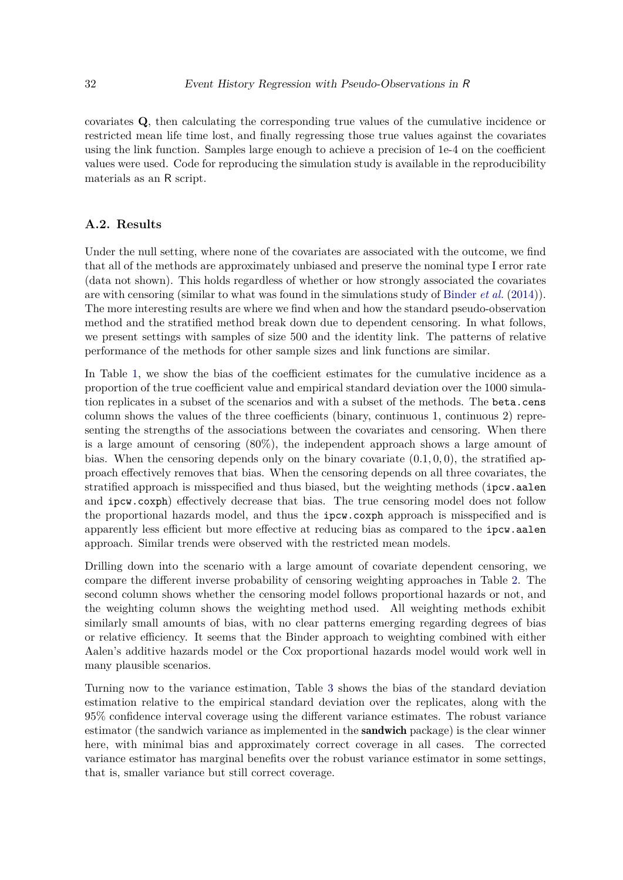covariates $\mathbf{Q}$, then calculating the corresponding true values of the cumulative incidence or restricted mean life time lost, and finally regressing those true values against the covariates using the link function. Samples large enough to achieve a precision of 1e-4 on the coefficient values were used. Code for reproducing the simulation study is available in the reproducibility materials as an R script.

### A.2. Results

Under the null setting, where none of the covariates are associated with the outcome, we find that all of the methods are approximately unbiased and preserve the nominal type I error rate (data not shown). This holds regardless of whether or how strongly associated the covariates are with censoring (similar to what was found in the simulations study of Binder *et al.* (2014)). The more interesting results are where we find when and how the standard pseudo-observation method and the stratified method break down due to dependent censoring. In what follows, we present settings with samples of size 500 and the identity link. The patterns of relative performance of the methods for other sample sizes and link functions are similar.

In Table 1, we show the bias of the coefficient estimates for the cumulative incidence as a proportion of the true coefficient value and empirical standard deviation over the 1000 simulation replicates in a subset of the scenarios and with a subset of the methods. The `beta.cens` column shows the values of the three coefficients (binary, continuous 1, continuous 2) representing the strengths of the associations between the covariates and censoring. When there is a large amount of censoring (80%), the independent approach shows a large amount of bias. When the censoring depends only on the binary covariate $(0.1, 0, 0)$, the stratified approach effectively removes that bias. When the censoring depends on all three covariates, the stratified approach is misspecified and thus biased, but the weighting methods (`ipcw.aalen` and `ipcw.coxph`) effectively decrease that bias. The true censoring model does not follow the proportional hazards model, and thus the `ipcw.coxph` approach is misspecified and is apparently less efficient but more effective at reducing bias as compared to the `ipcw.aalen` approach. Similar trends were observed with the restricted mean models.

Drilling down into the scenario with a large amount of covariate dependent censoring, we compare the different inverse probability of censoring weighting approaches in Table 2. The second column shows whether the censoring model follows proportional hazards or not, and the weighting column shows the weighting method used. All weighting methods exhibit similarly small amounts of bias, with no clear patterns emerging regarding degrees of bias or relative efficiency. It seems that the Binder approach to weighting combined with either Aalen's additive hazards model or the Cox proportional hazards model would work well in many plausible scenarios.

Turning now to the variance estimation, Table 3 shows the bias of the standard deviation estimation relative to the empirical standard deviation over the replicates, along with the 95% confidence interval coverage using the different variance estimates. The robust variance estimator (the sandwich variance as implemented in the **sandwich** package) is the clear winner here, with minimal bias and approximately correct coverage in all cases. The corrected variance estimator has marginal benefits over the robust variance estimator in some settings, that is, smaller variance but still correct coverage.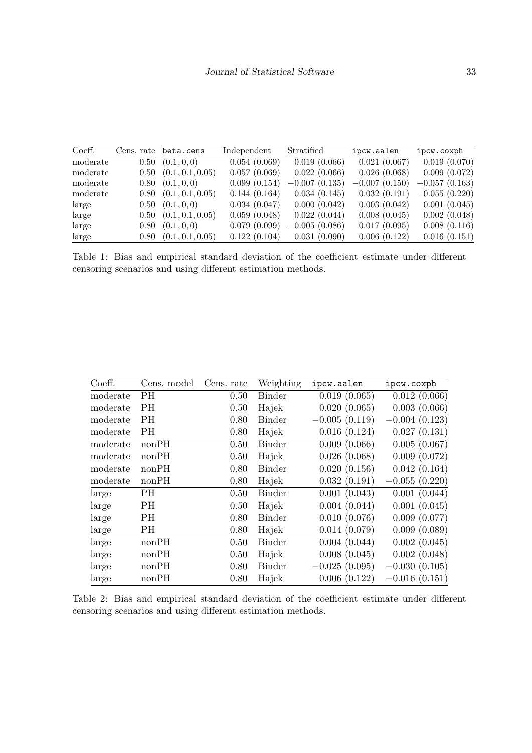| Coeff. | Cens. rate | `beta.cens` | Independent | Stratified | `ipcw.aalen` | `ipcw.coxph` |
|---|---|---|---|---|---|---|
| moderate | 0.50 | $(0.1, 0, 0)$ | 0.054 (0.069) | 0.019 (0.066) | 0.021 (0.067) | 0.019 (0.070) |
| moderate | 0.50 | $(0.1, 0.1, 0.05)$ | 0.057 (0.069) | 0.022 (0.066) | 0.026 (0.068) | 0.009 (0.072) |
| moderate | 0.80 | $(0.1, 0, 0)$ | 0.099 (0.154) | −0.007 (0.135) | −0.007 (0.150) | −0.057 (0.163) |
| moderate | 0.80 | $(0.1, 0.1, 0.05)$ | 0.144 (0.164) | 0.034 (0.145) | 0.032 (0.191) | −0.055 (0.220) |
| large | 0.50 | $(0.1, 0, 0)$ | 0.034 (0.047) | 0.000 (0.042) | 0.003 (0.042) | 0.001 (0.045) |
| large | 0.50 | $(0.1, 0.1, 0.05)$ | 0.059 (0.048) | 0.022 (0.044) | 0.008 (0.045) | 0.002 (0.048) |
| large | 0.80 | $(0.1, 0, 0)$ | 0.079 (0.099) | −0.005 (0.086) | 0.017 (0.095) | 0.008 (0.116) |
| large | 0.80 | $(0.1, 0.1, 0.05)$ | 0.122 (0.104) | 0.031 (0.090) | 0.006 (0.122) | −0.016 (0.151) |

Table 1: Bias and empirical standard deviation of the coefficient estimate under different censoring scenarios and using different estimation methods.

| Coeff. | Cens. model | Cens. rate | Weighting | `ipcw.aalen` | `ipcw.coxph` |
|---|---|---|---|---|---|
| moderate | PH | 0.50 | Binder | 0.019 (0.065) | 0.012 (0.066) |
| moderate | PH | 0.50 | Hajek | 0.020 (0.065) | 0.003 (0.066) |
| moderate | PH | 0.80 | Binder | −0.005 (0.119) | −0.004 (0.123) |
| moderate | PH | 0.80 | Hajek | 0.016 (0.124) | 0.027 (0.131) |
| moderate | nonPH | 0.50 | Binder | 0.009 (0.066) | 0.005 (0.067) |
| moderate | nonPH | 0.50 | Hajek | 0.026 (0.068) | 0.009 (0.072) |
| moderate | nonPH | 0.80 | Binder | 0.020 (0.156) | 0.042 (0.164) |
| moderate | nonPH | 0.80 | Hajek | 0.032 (0.191) | −0.055 (0.220) |
| large | PH | 0.50 | Binder | 0.001 (0.043) | 0.001 (0.044) |
| large | PH | 0.50 | Hajek | 0.004 (0.044) | 0.001 (0.045) |
| large | PH | 0.80 | Binder | 0.010 (0.076) | 0.009 (0.077) |
| large | PH | 0.80 | Hajek | 0.014 (0.079) | 0.009 (0.089) |
| large | nonPH | 0.50 | Binder | 0.004 (0.044) | 0.002 (0.045) |
| large | nonPH | 0.50 | Hajek | 0.008 (0.045) | 0.002 (0.048) |
| large | nonPH | 0.80 | Binder | −0.025 (0.095) | −0.030 (0.105) |
| large | nonPH | 0.80 | Hajek | 0.006 (0.122) | −0.016 (0.151) |

Table 2: Bias and empirical standard deviation of the coefficient estimate under different censoring scenarios and using different estimation methods.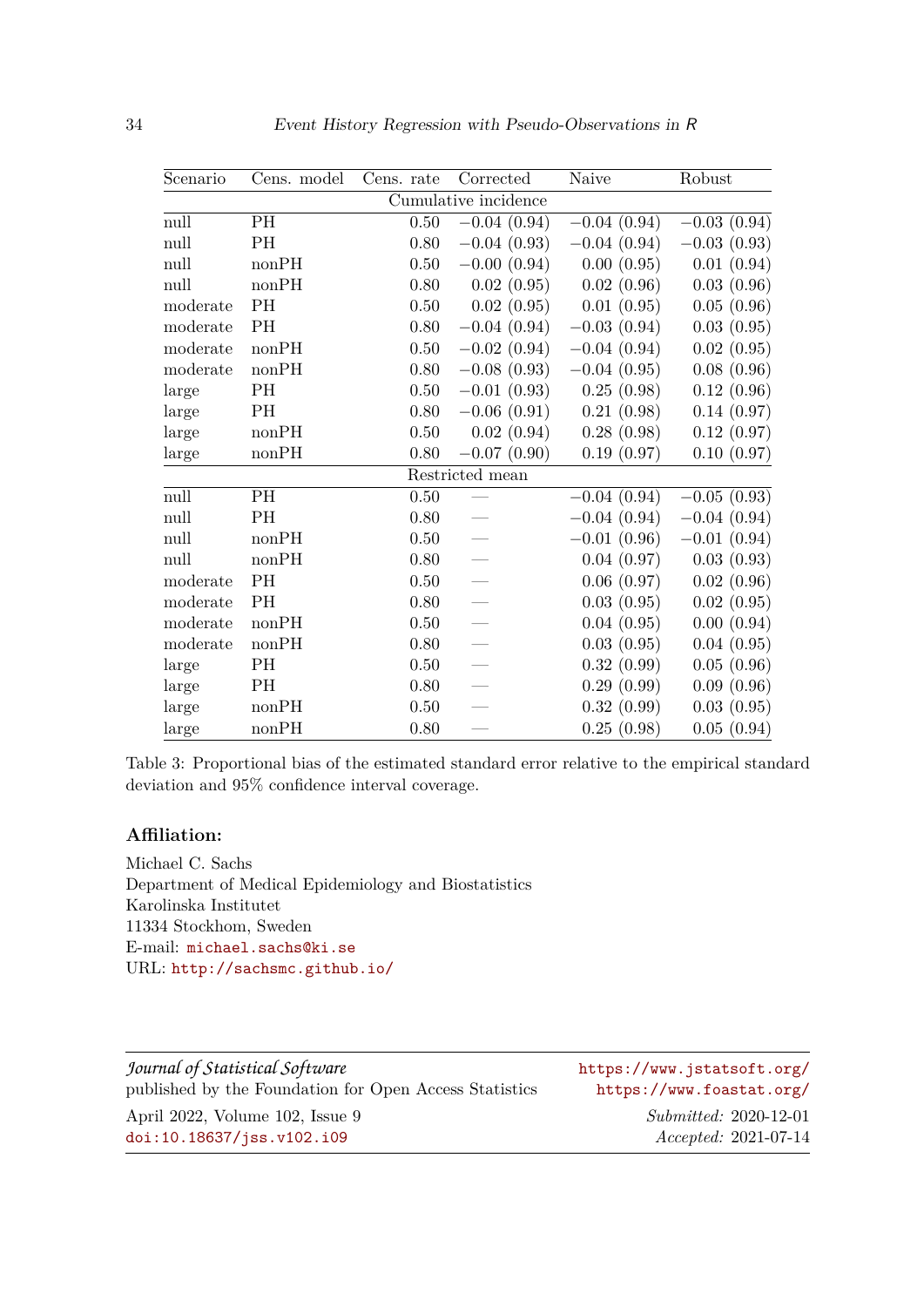| Scenario | Cens. model | Cens. rate | Corrected | Naive | Robust |
|---|---|---|---|---|---|
| Cumulative incidence | | | | | |
| null | PH | 0.50 | −0.04 (0.94) | −0.04 (0.94) | −0.03 (0.94) |
| null | PH | 0.80 | −0.04 (0.93) | −0.04 (0.94) | −0.03 (0.93) |
| null | nonPH | 0.50 | −0.00 (0.94) | 0.00 (0.95) | 0.01 (0.94) |
| null | nonPH | 0.80 | 0.02 (0.95) | 0.02 (0.96) | 0.03 (0.96) |
| moderate | PH | 0.50 | 0.02 (0.95) | 0.01 (0.95) | 0.05 (0.96) |
| moderate | PH | 0.80 | −0.04 (0.94) | −0.03 (0.94) | 0.03 (0.95) |
| moderate | nonPH | 0.50 | −0.02 (0.94) | −0.04 (0.94) | 0.02 (0.95) |
| moderate | nonPH | 0.80 | −0.08 (0.93) | −0.04 (0.95) | 0.08 (0.96) |
| large | PH | 0.50 | −0.01 (0.93) | 0.25 (0.98) | 0.12 (0.96) |
| large | PH | 0.80 | −0.06 (0.91) | 0.21 (0.98) | 0.14 (0.97) |
| large | nonPH | 0.50 | 0.02 (0.94) | 0.28 (0.98) | 0.12 (0.97) |
| large | nonPH | 0.80 | −0.07 (0.90) | 0.19 (0.97) | 0.10 (0.97) |
| Restricted mean | | | | | |
| null | PH | 0.50 | — | −0.04 (0.94) | −0.05 (0.93) |
| null | PH | 0.80 | — | −0.04 (0.94) | −0.04 (0.94) |
| null | nonPH | 0.50 | — | −0.01 (0.96) | −0.01 (0.94) |
| null | nonPH | 0.80 | — | 0.04 (0.97) | 0.03 (0.93) |
| moderate | PH | 0.50 | — | 0.06 (0.97) | 0.02 (0.96) |
| moderate | PH | 0.80 | — | 0.03 (0.95) | 0.02 (0.95) |
| moderate | nonPH | 0.50 | — | 0.04 (0.95) | 0.00 (0.94) |
| moderate | nonPH | 0.80 | — | 0.03 (0.95) | 0.04 (0.95) |
| large | PH | 0.50 | — | 0.32 (0.99) | 0.05 (0.96) |
| large | PH | 0.80 | — | 0.29 (0.99) | 0.09 (0.96) |
| large | nonPH | 0.50 | — | 0.32 (0.99) | 0.03 (0.95) |
| large | nonPH | 0.80 | — | 0.25 (0.98) | 0.05 (0.94) |

Table 3: Proportional bias of the estimated standard error relative to the empirical standard deviation and 95% confidence interval coverage.

**Affiliation:**

Michael C. Sachs
Department of Medical Epidemiology and Biostatistics
Karolinska Institutet
11334 Stockhom, Sweden
E-mail: michael.sachs@ki.se
URL: http://sachsmc.github.io/

*Journal of Statistical Software* — https://www.jstatsoft.org/
published by the Foundation for Open Access Statistics — https://www.foastat.org/
April 2022, Volume 102, Issue 9 — *Submitted:* 2020-12-01
doi:10.18637/jss.v102.i09 — *Accepted:* 2021-07-14